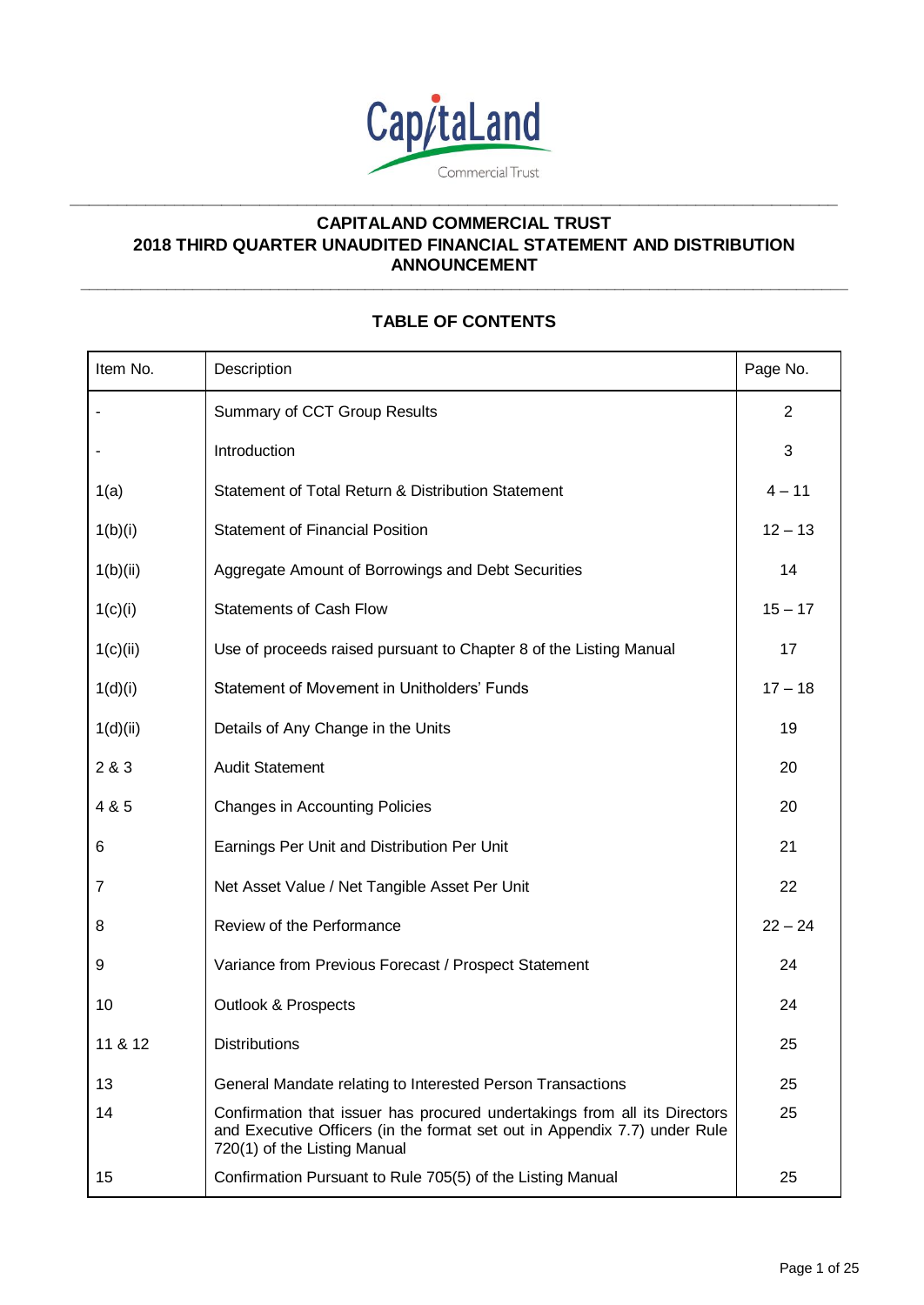# CAPITALAND COMMERCIAL TRUST
# 2018 THIRD QUARTER UNAUDITED FINANCIAL STATEMENT AND DISTRIBUTION ANNOUNCEMENT

## TABLE OF CONTENTS

| Item No. | Description | Page No. |
|---|---|---|
| - | Summary of CCT Group Results | 2 |
| - | Introduction | 3 |
| 1(a) | Statement of Total Return & Distribution Statement | 4 – 11 |
| 1(b)(i) | Statement of Financial Position | 12 – 13 |
| 1(b)(ii) | Aggregate Amount of Borrowings and Debt Securities | 14 |
| 1(c)(i) | Statements of Cash Flow | 15 – 17 |
| 1(c)(ii) | Use of proceeds raised pursuant to Chapter 8 of the Listing Manual | 17 |
| 1(d)(i) | Statement of Movement in Unitholders' Funds | 17 – 18 |
| 1(d)(ii) | Details of Any Change in the Units | 19 |
| 2 & 3 | Audit Statement | 20 |
| 4 & 5 | Changes in Accounting Policies | 20 |
| 6 | Earnings Per Unit and Distribution Per Unit | 21 |
| 7 | Net Asset Value / Net Tangible Asset Per Unit | 22 |
| 8 | Review of the Performance | 22 – 24 |
| 9 | Variance from Previous Forecast / Prospect Statement | 24 |
| 10 | Outlook & Prospects | 24 |
| 11 & 12 | Distributions | 25 |
| 13 | General Mandate relating to Interested Person Transactions | 25 |
| 14 | Confirmation that issuer has procured undertakings from all its Directors and Executive Officers (in the format set out in Appendix 7.7) under Rule 720(1) of the Listing Manual | 25 |
| 15 | Confirmation Pursuant to Rule 705(5) of the Listing Manual | 25 |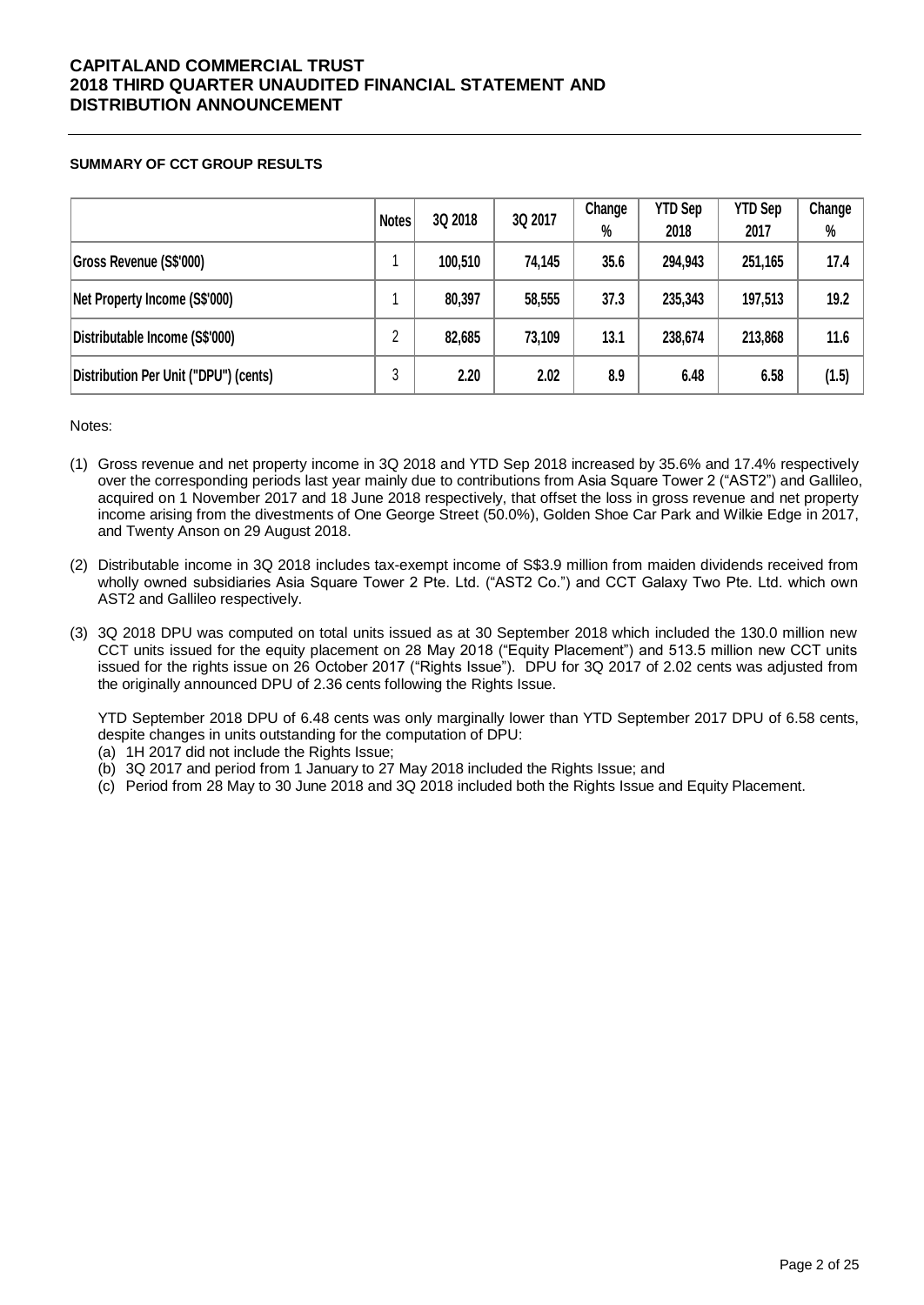**SUMMARY OF CCT GROUP RESULTS**

| | Notes | 3Q 2018 | 3Q 2017 | Change % | YTD Sep 2018 | YTD Sep 2017 | Change % |
|---|---|---|---|---|---|---|---|
| Gross Revenue (S$'000) | 1 | 100,510 | 74,145 | 35.6 | 294,943 | 251,165 | 17.4 |
| Net Property Income (S$'000) | 1 | 80,397 | 58,555 | 37.3 | 235,343 | 197,513 | 19.2 |
| Distributable Income (S$'000) | 2 | 82,685 | 73,109 | 13.1 | 238,674 | 213,868 | 11.6 |
| Distribution Per Unit ("DPU") (cents) | 3 | 2.20 | 2.02 | 8.9 | 6.48 | 6.58 | (1.5) |

Notes:

(1) Gross revenue and net property income in 3Q 2018 and YTD Sep 2018 increased by 35.6% and 17.4% respectively over the corresponding periods last year mainly due to contributions from Asia Square Tower 2 ("AST2") and Gallileo, acquired on 1 November 2017 and 18 June 2018 respectively, that offset the loss in gross revenue and net property income arising from the divestments of One George Street (50.0%), Golden Shoe Car Park and Wilkie Edge in 2017, and Twenty Anson on 29 August 2018.

(2) Distributable income in 3Q 2018 includes tax-exempt income of S$3.9 million from maiden dividends received from wholly owned subsidiaries Asia Square Tower 2 Pte. Ltd. ("AST2 Co.") and CCT Galaxy Two Pte. Ltd. which own AST2 and Gallileo respectively.

(3) 3Q 2018 DPU was computed on total units issued as at 30 September 2018 which included the 130.0 million new CCT units issued for the equity placement on 28 May 2018 ("Equity Placement") and 513.5 million new CCT units issued for the rights issue on 26 October 2017 ("Rights Issue"). DPU for 3Q 2017 of 2.02 cents was adjusted from the originally announced DPU of 2.36 cents following the Rights Issue.

YTD September 2018 DPU of 6.48 cents was only marginally lower than YTD September 2017 DPU of 6.58 cents, despite changes in units outstanding for the computation of DPU:

(a) 1H 2017 did not include the Rights Issue;
(b) 3Q 2017 and period from 1 January to 27 May 2018 included the Rights Issue; and
(c) Period from 28 May to 30 June 2018 and 3Q 2018 included both the Rights Issue and Equity Placement.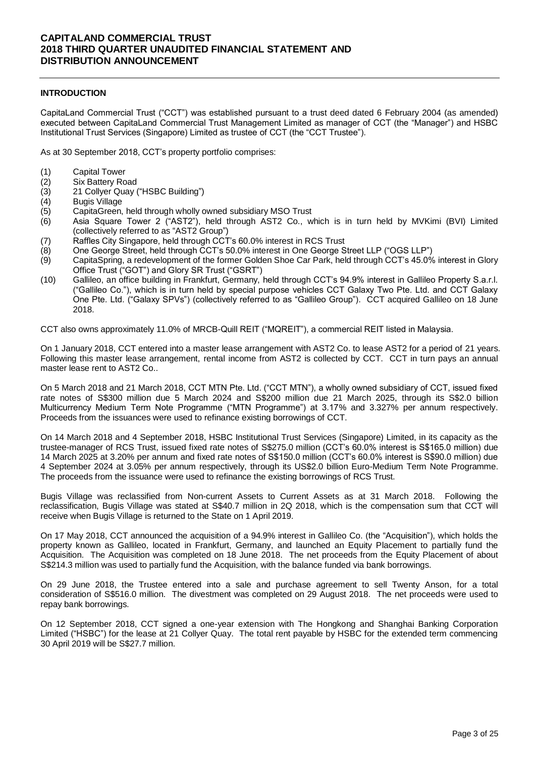## INTRODUCTION

CapitaLand Commercial Trust ("CCT") was established pursuant to a trust deed dated 6 February 2004 (as amended) executed between CapitaLand Commercial Trust Management Limited as manager of CCT (the "Manager") and HSBC Institutional Trust Services (Singapore) Limited as trustee of CCT (the "CCT Trustee").

As at 30 September 2018, CCT's property portfolio comprises:

(1) Capital Tower
(2) Six Battery Road
(3) 21 Collyer Quay ("HSBC Building")
(4) Bugis Village
(5) CapitaGreen, held through wholly owned subsidiary MSO Trust
(6) Asia Square Tower 2 ("AST2"), held through AST2 Co., which is in turn held by MVKimi (BVI) Limited (collectively referred to as "AST2 Group")
(7) Raffles City Singapore, held through CCT's 60.0% interest in RCS Trust
(8) One George Street, held through CCT's 50.0% interest in One George Street LLP ("OGS LLP")
(9) CapitaSpring, a redevelopment of the former Golden Shoe Car Park, held through CCT's 45.0% interest in Glory Office Trust ("GOT") and Glory SR Trust ("GSRT")
(10) Gallileo, an office building in Frankfurt, Germany, held through CCT's 94.9% interest in Gallileo Property S.a.r.l. ("Gallileo Co."), which is in turn held by special purpose vehicles CCT Galaxy Two Pte. Ltd. and CCT Galaxy One Pte. Ltd. ("Galaxy SPVs") (collectively referred to as "Gallileo Group"). CCT acquired Gallileo on 18 June 2018.

CCT also owns approximately 11.0% of MRCB-Quill REIT ("MQREIT"), a commercial REIT listed in Malaysia.

On 1 January 2018, CCT entered into a master lease arrangement with AST2 Co. to lease AST2 for a period of 21 years. Following this master lease arrangement, rental income from AST2 is collected by CCT. CCT in turn pays an annual master lease rent to AST2 Co..

On 5 March 2018 and 21 March 2018, CCT MTN Pte. Ltd. ("CCT MTN"), a wholly owned subsidiary of CCT, issued fixed rate notes of S$300 million due 5 March 2024 and S$200 million due 21 March 2025, through its S$2.0 billion Multicurrency Medium Term Note Programme ("MTN Programme") at 3.17% and 3.327% per annum respectively. Proceeds from the issuances were used to refinance existing borrowings of CCT.

On 14 March 2018 and 4 September 2018, HSBC Institutional Trust Services (Singapore) Limited, in its capacity as the trustee-manager of RCS Trust, issued fixed rate notes of S$275.0 million (CCT's 60.0% interest is S$165.0 million) due 14 March 2025 at 3.20% per annum and fixed rate notes of S$150.0 million (CCT's 60.0% interest is S$90.0 million) due 4 September 2024 at 3.05% per annum respectively, through its US$2.0 billion Euro-Medium Term Note Programme. The proceeds from the issuance were used to refinance the existing borrowings of RCS Trust.

Bugis Village was reclassified from Non-current Assets to Current Assets as at 31 March 2018. Following the reclassification, Bugis Village was stated at S$40.7 million in 2Q 2018, which is the compensation sum that CCT will receive when Bugis Village is returned to the State on 1 April 2019.

On 17 May 2018, CCT announced the acquisition of a 94.9% interest in Gallileo Co. (the "Acquisition"), which holds the property known as Gallileo, located in Frankfurt, Germany, and launched an Equity Placement to partially fund the Acquisition. The Acquisition was completed on 18 June 2018. The net proceeds from the Equity Placement of about S$214.3 million was used to partially fund the Acquisition, with the balance funded via bank borrowings.

On 29 June 2018, the Trustee entered into a sale and purchase agreement to sell Twenty Anson, for a total consideration of S$516.0 million. The divestment was completed on 29 August 2018. The net proceeds were used to repay bank borrowings.

On 12 September 2018, CCT signed a one-year extension with The Hongkong and Shanghai Banking Corporation Limited ("HSBC") for the lease at 21 Collyer Quay. The total rent payable by HSBC for the extended term commencing 30 April 2019 will be S$27.7 million.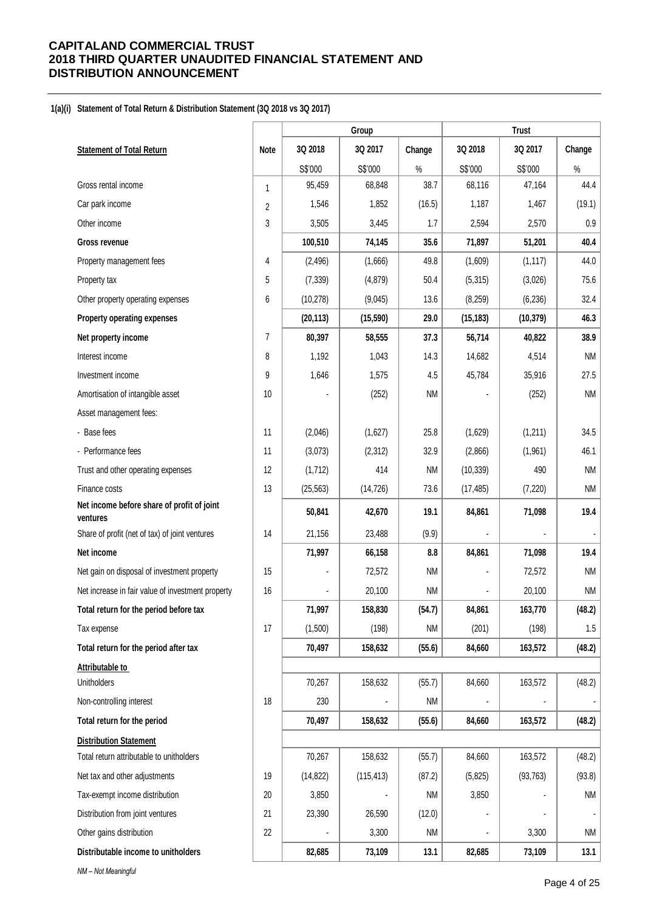# CAPITALAND COMMERCIAL TRUST
# 2018 THIRD QUARTER UNAUDITED FINANCIAL STATEMENT AND DISTRIBUTION ANNOUNCEMENT

**1(a)(i) Statement of Total Return & Distribution Statement (3Q 2018 vs 3Q 2017)**

| | | Group | | | Trust | | |
|---|---|---|---|---|---|---|---|
| **Statement of Total Return** | **Note** | **3Q 2018** | **3Q 2017** | **Change** | **3Q 2018** | **3Q 2017** | **Change** |
| | | S$'000 | S$'000 | % | S$'000 | S$'000 | % |
| Gross rental income | 1 | 95,459 | 68,848 | 38.7 | 68,116 | 47,164 | 44.4 |
| Car park income | 2 | 1,546 | 1,852 | (16.5) | 1,187 | 1,467 | (19.1) |
| Other income | 3 | 3,505 | 3,445 | 1.7 | 2,594 | 2,570 | 0.9 |
| **Gross revenue** | | **100,510** | **74,145** | **35.6** | **71,897** | **51,201** | **40.4** |
| Property management fees | 4 | (2,496) | (1,666) | 49.8 | (1,609) | (1,117) | 44.0 |
| Property tax | 5 | (7,339) | (4,879) | 50.4 | (5,315) | (3,026) | 75.6 |
| Other property operating expenses | 6 | (10,278) | (9,045) | 13.6 | (8,259) | (6,236) | 32.4 |
| **Property operating expenses** | | **(20,113)** | **(15,590)** | **29.0** | **(15,183)** | **(10,379)** | **46.3** |
| **Net property income** | 7 | **80,397** | **58,555** | **37.3** | **56,714** | **40,822** | **38.9** |
| Interest income | 8 | 1,192 | 1,043 | 14.3 | 14,682 | 4,514 | NM |
| Investment income | 9 | 1,646 | 1,575 | 4.5 | 45,784 | 35,916 | 27.5 |
| Amortisation of intangible asset | 10 | - | (252) | NM | - | (252) | NM |
| Asset management fees: | | | | | | | |
| - Base fees | 11 | (2,046) | (1,627) | 25.8 | (1,629) | (1,211) | 34.5 |
| - Performance fees | 11 | (3,073) | (2,312) | 32.9 | (2,866) | (1,961) | 46.1 |
| Trust and other operating expenses | 12 | (1,712) | 414 | NM | (10,339) | 490 | NM |
| Finance costs | 13 | (25,563) | (14,726) | 73.6 | (17,485) | (7,220) | NM |
| **Net income before share of profit of joint ventures** | | **50,841** | **42,670** | **19.1** | **84,861** | **71,098** | **19.4** |
| Share of profit (net of tax) of joint ventures | 14 | 21,156 | 23,488 | (9.9) | - | - | - |
| **Net income** | | **71,997** | **66,158** | **8.8** | **84,861** | **71,098** | **19.4** |
| Net gain on disposal of investment property | 15 | - | 72,572 | NM | - | 72,572 | NM |
| Net increase in fair value of investment property | 16 | - | 20,100 | NM | - | 20,100 | NM |
| **Total return for the period before tax** | | **71,997** | **158,830** | **(54.7)** | **84,861** | **163,770** | **(48.2)** |
| Tax expense | 17 | (1,500) | (198) | NM | (201) | (198) | 1.5 |
| **Total return for the period after tax** | | **70,497** | **158,632** | **(55.6)** | **84,660** | **163,572** | **(48.2)** |
| **Attributable to** | | | | | | | |
| Unitholders | | 70,267 | 158,632 | (55.7) | 84,660 | 163,572 | (48.2) |
| Non-controlling interest | 18 | 230 | - | NM | - | - | - |
| **Total return for the period** | | **70,497** | **158,632** | **(55.6)** | **84,660** | **163,572** | **(48.2)** |
| **Distribution Statement** | | | | | | | |
| Total return attributable to unitholders | | 70,267 | 158,632 | (55.7) | 84,660 | 163,572 | (48.2) |
| Net tax and other adjustments | 19 | (14,822) | (115,413) | (87.2) | (5,825) | (93,763) | (93.8) |
| Tax-exempt income distribution | 20 | 3,850 | - | NM | 3,850 | - | NM |
| Distribution from joint ventures | 21 | 23,390 | 26,590 | (12.0) | - | - | - |
| Other gains distribution | 22 | - | 3,300 | NM | - | 3,300 | NM |
| **Distributable income to unitholders** | | **82,685** | **73,109** | **13.1** | **82,685** | **73,109** | **13.1** |

*NM – Not Meaningful*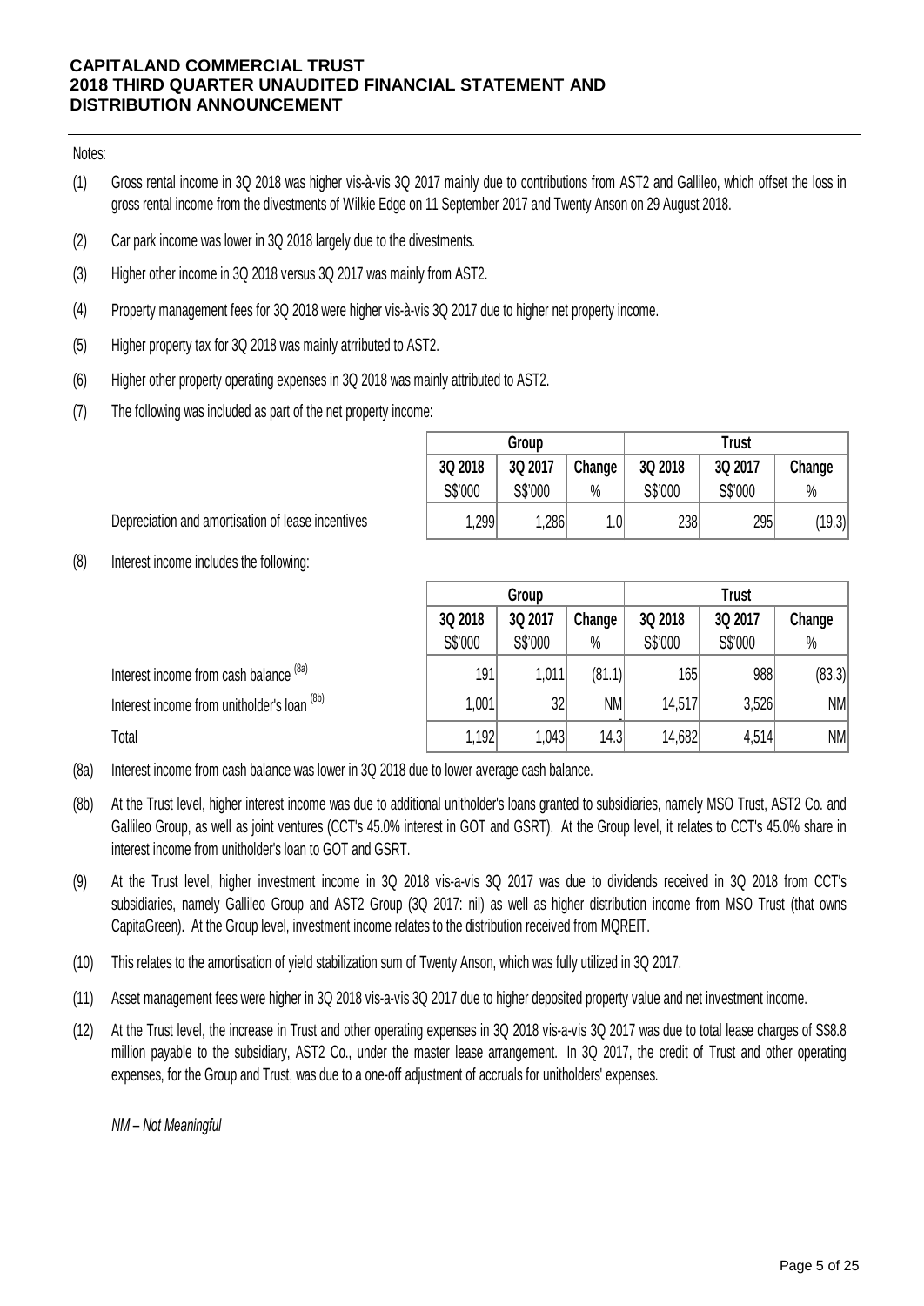Notes:

(1) Gross rental income in 3Q 2018 was higher vis-à-vis 3Q 2017 mainly due to contributions from AST2 and Gallileo, which offset the loss in gross rental income from the divestments of Wilkie Edge on 11 September 2017 and Twenty Anson on 29 August 2018.

(2) Car park income was lower in 3Q 2018 largely due to the divestments.

(3) Higher other income in 3Q 2018 versus 3Q 2017 was mainly from AST2.

(4) Property management fees for 3Q 2018 were higher vis-à-vis 3Q 2017 due to higher net property income.

(5) Higher property tax for 3Q 2018 was mainly atrributed to AST2.

(6) Higher other property operating expenses in 3Q 2018 was mainly attributed to AST2.

(7) The following was included as part of the net property income:

| | Group | | | Trust | | |
|---|---|---|---|---|---|---|
| | 3Q 2018 | 3Q 2017 | Change | 3Q 2018 | 3Q 2017 | Change |
| | S$'000 | S$'000 | % | S$'000 | S$'000 | % |
| Depreciation and amortisation of lease incentives | 1,299 | 1,286 | 1.0 | 238 | 295 | (19.3) |

(8) Interest income includes the following:

| | Group | | | Trust | | |
|---|---|---|---|---|---|---|
| | 3Q 2018 | 3Q 2017 | Change | 3Q 2018 | 3Q 2017 | Change |
| | S$'000 | S$'000 | % | S$'000 | S$'000 | % |
| Interest income from cash balance (8a) | 191 | 1,011 | (81.1) | 165 | 988 | (83.3) |
| Interest income from unitholder's loan (8b) | 1,001 | 32 | NM | 14,517 | 3,526 | NM |
| Total | 1,192 | 1,043 | 14.3 | 14,682 | 4,514 | NM |

(8a) Interest income from cash balance was lower in 3Q 2018 due to lower average cash balance.

(8b) At the Trust level, higher interest income was due to additional unitholder's loans granted to subsidiaries, namely MSO Trust, AST2 Co. and Gallileo Group, as well as joint ventures (CCT's 45.0% interest in GOT and GSRT). At the Group level, it relates to CCT's 45.0% share in interest income from unitholder's loan to GOT and GSRT.

(9) At the Trust level, higher investment income in 3Q 2018 vis-a-vis 3Q 2017 was due to dividends received in 3Q 2018 from CCT's subsidiaries, namely Gallileo Group and AST2 Group (3Q 2017: nil) as well as higher distribution income from MSO Trust (that owns CapitaGreen). At the Group level, investment income relates to the distribution received from MQREIT.

(10) This relates to the amortisation of yield stabilization sum of Twenty Anson, which was fully utilized in 3Q 2017.

(11) Asset management fees were higher in 3Q 2018 vis-a-vis 3Q 2017 due to higher deposited property value and net investment income.

(12) At the Trust level, the increase in Trust and other operating expenses in 3Q 2018 vis-a-vis 3Q 2017 was due to total lease charges of S$8.8 million payable to the subsidiary, AST2 Co., under the master lease arrangement. In 3Q 2017, the credit of Trust and other operating expenses, for the Group and Trust, was due to a one-off adjustment of accruals for unitholders' expenses.

*NM – Not Meaningful*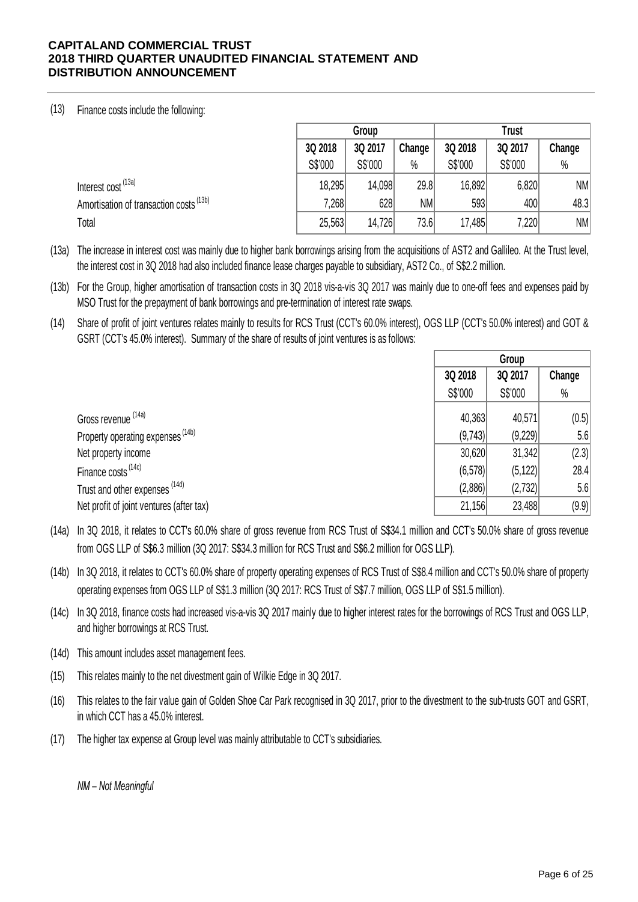(13) Finance costs include the following:

| | Group | | | Trust | | |
|---|---|---|---|---|---|---|
| | 3Q 2018 | 3Q 2017 | Change | 3Q 2018 | 3Q 2017 | Change |
| | S$'000 | S$'000 | % | S$'000 | S$'000 | % |
| Interest cost (13a) | 18,295 | 14,098 | 29.8 | 16,892 | 6,820 | NM |
| Amortisation of transaction costs (13b) | 7,268 | 628 | NM | 593 | 400 | 48.3 |
| Total | 25,563 | 14,726 | 73.6 | 17,485 | 7,220 | NM |

(13a) The increase in interest cost was mainly due to higher bank borrowings arising from the acquisitions of AST2 and Gallileo. At the Trust level, the interest cost in 3Q 2018 had also included finance lease charges payable to subsidiary, AST2 Co., of S$2.2 million.

(13b) For the Group, higher amortisation of transaction costs in 3Q 2018 vis-a-vis 3Q 2017 was mainly due to one-off fees and expenses paid by MSO Trust for the prepayment of bank borrowings and pre-termination of interest rate swaps.

(14) Share of profit of joint ventures relates mainly to results for RCS Trust (CCT's 60.0% interest), OGS LLP (CCT's 50.0% interest) and GOT & GSRT (CCT's 45.0% interest). Summary of the share of results of joint ventures is as follows:

| | Group | | |
|---|---|---|---|
| | 3Q 2018 | 3Q 2017 | Change |
| | S$'000 | S$'000 | % |
| Gross revenue (14a) | 40,363 | 40,571 | (0.5) |
| Property operating expenses (14b) | (9,743) | (9,229) | 5.6 |
| Net property income | 30,620 | 31,342 | (2.3) |
| Finance costs (14c) | (6,578) | (5,122) | 28.4 |
| Trust and other expenses (14d) | (2,886) | (2,732) | 5.6 |
| Net profit of joint ventures (after tax) | 21,156 | 23,488 | (9.9) |

(14a) In 3Q 2018, it relates to CCT's 60.0% share of gross revenue from RCS Trust of S$34.1 million and CCT's 50.0% share of gross revenue from OGS LLP of S$6.3 million (3Q 2017: S$34.3 million for RCS Trust and S$6.2 million for OGS LLP).

(14b) In 3Q 2018, it relates to CCT's 60.0% share of property operating expenses of RCS Trust of S$8.4 million and CCT's 50.0% share of property operating expenses from OGS LLP of S$1.3 million (3Q 2017: RCS Trust of S$7.7 million, OGS LLP of S$1.5 million).

(14c) In 3Q 2018, finance costs had increased vis-a-vis 3Q 2017 mainly due to higher interest rates for the borrowings of RCS Trust and OGS LLP, and higher borrowings at RCS Trust.

(14d) This amount includes asset management fees.

(15) This relates mainly to the net divestment gain of Wilkie Edge in 3Q 2017.

(16) This relates to the fair value gain of Golden Shoe Car Park recognised in 3Q 2017, prior to the divestment to the sub-trusts GOT and GSRT, in which CCT has a 45.0% interest.

(17) The higher tax expense at Group level was mainly attributable to CCT's subsidiaries.

*NM – Not Meaningful*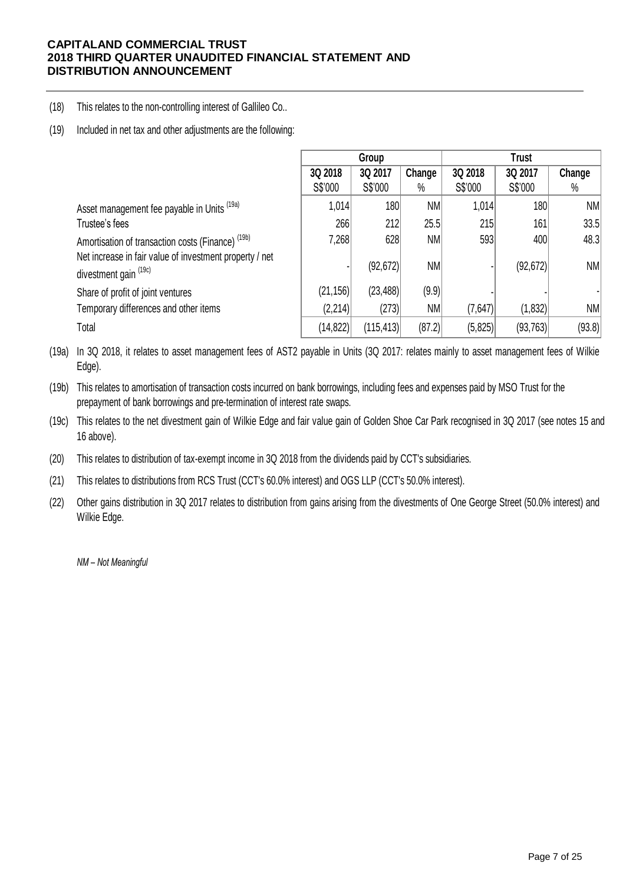(18) This relates to the non-controlling interest of Gallileo Co..

(19) Included in net tax and other adjustments are the following:

| | Group | | | Trust | | |
|---|---|---|---|---|---|---|
| | 3Q 2018 S$'000 | 3Q 2017 S$'000 | Change % | 3Q 2018 S$'000 | 3Q 2017 S$'000 | Change % |
| Asset management fee payable in Units (19a) | 1,014 | 180 | NM | 1,014 | 180 | NM |
| Trustee's fees | 266 | 212 | 25.5 | 215 | 161 | 33.5 |
| Amortisation of transaction costs (Finance) (19b) | 7,268 | 628 | NM | 593 | 400 | 48.3 |
| Net increase in fair value of investment property / net divestment gain (19c) | - | (92,672) | NM | - | (92,672) | NM |
| Share of profit of joint ventures | (21,156) | (23,488) | (9.9) | - | - | - |
| Temporary differences and other items | (2,214) | (273) | NM | (7,647) | (1,832) | NM |
| Total | (14,822) | (115,413) | (87.2) | (5,825) | (93,763) | (93.8) |

(19a) In 3Q 2018, it relates to asset management fees of AST2 payable in Units (3Q 2017: relates mainly to asset management fees of Wilkie Edge).

(19b) This relates to amortisation of transaction costs incurred on bank borrowings, including fees and expenses paid by MSO Trust for the prepayment of bank borrowings and pre-termination of interest rate swaps.

(19c) This relates to the net divestment gain of Wilkie Edge and fair value gain of Golden Shoe Car Park recognised in 3Q 2017 (see notes 15 and 16 above).

(20) This relates to distribution of tax-exempt income in 3Q 2018 from the dividends paid by CCT's subsidiaries.

(21) This relates to distributions from RCS Trust (CCT's 60.0% interest) and OGS LLP (CCT's 50.0% interest).

(22) Other gains distribution in 3Q 2017 relates to distribution from gains arising from the divestments of One George Street (50.0% interest) and Wilkie Edge.

*NM – Not Meaningful*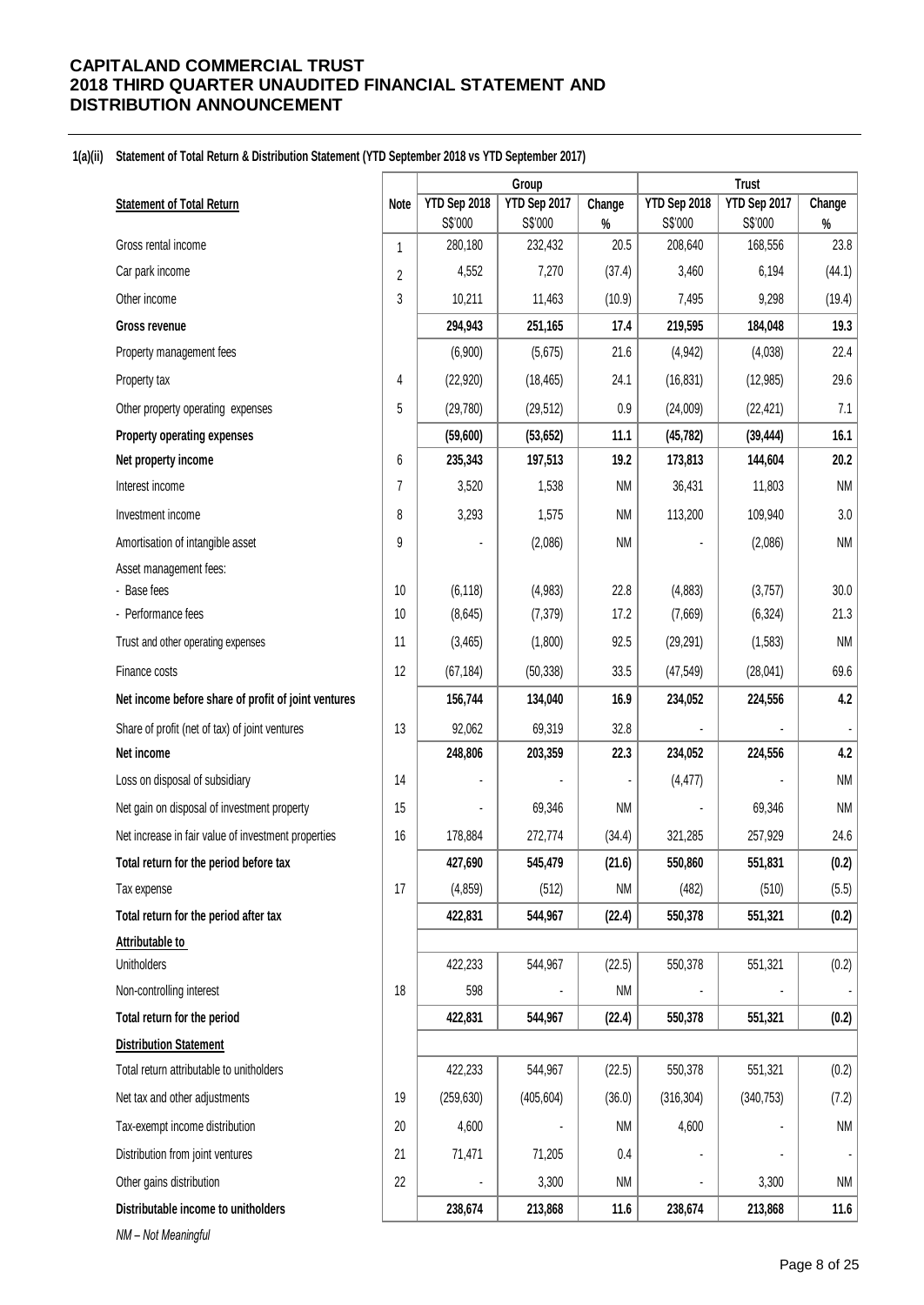# CAPITALAND COMMERCIAL TRUST
# 2018 THIRD QUARTER UNAUDITED FINANCIAL STATEMENT AND DISTRIBUTION ANNOUNCEMENT

**1(a)(ii) Statement of Total Return & Distribution Statement (YTD September 2018 vs YTD September 2017)**

| | | Group | | | Trust | | |
|---|---|---|---|---|---|---|---|
| **Statement of Total Return** | **Note** | **YTD Sep 2018** S$'000 | **YTD Sep 2017** S$'000 | **Change** % | **YTD Sep 2018** S$'000 | **YTD Sep 2017** S$'000 | **Change** % |
| Gross rental income | 1 | 280,180 | 232,432 | 20.5 | 208,640 | 168,556 | 23.8 |
| Car park income | 2 | 4,552 | 7,270 | (37.4) | 3,460 | 6,194 | (44.1) |
| Other income | 3 | 10,211 | 11,463 | (10.9) | 7,495 | 9,298 | (19.4) |
| **Gross revenue** | | **294,943** | **251,165** | **17.4** | **219,595** | **184,048** | **19.3** |
| Property management fees | | (6,900) | (5,675) | 21.6 | (4,942) | (4,038) | 22.4 |
| Property tax | 4 | (22,920) | (18,465) | 24.1 | (16,831) | (12,985) | 29.6 |
| Other property operating expenses | 5 | (29,780) | (29,512) | 0.9 | (24,009) | (22,421) | 7.1 |
| **Property operating expenses** | | **(59,600)** | **(53,652)** | **11.1** | **(45,782)** | **(39,444)** | **16.1** |
| **Net property income** | 6 | **235,343** | **197,513** | **19.2** | **173,813** | **144,604** | **20.2** |
| Interest income | 7 | 3,520 | 1,538 | NM | 36,431 | 11,803 | NM |
| Investment income | 8 | 3,293 | 1,575 | NM | 113,200 | 109,940 | 3.0 |
| Amortisation of intangible asset | 9 | - | (2,086) | NM | - | (2,086) | NM |
| Asset management fees: | | | | | | | |
| - Base fees | 10 | (6,118) | (4,983) | 22.8 | (4,883) | (3,757) | 30.0 |
| - Performance fees | 10 | (8,645) | (7,379) | 17.2 | (7,669) | (6,324) | 21.3 |
| Trust and other operating expenses | 11 | (3,465) | (1,800) | 92.5 | (29,291) | (1,583) | NM |
| Finance costs | 12 | (67,184) | (50,338) | 33.5 | (47,549) | (28,041) | 69.6 |
| **Net income before share of profit of joint ventures** | | **156,744** | **134,040** | **16.9** | **234,052** | **224,556** | **4.2** |
| Share of profit (net of tax) of joint ventures | 13 | 92,062 | 69,319 | 32.8 | - | - | - |
| **Net income** | | **248,806** | **203,359** | **22.3** | **234,052** | **224,556** | **4.2** |
| Loss on disposal of subsidiary | 14 | - | - | - | (4,477) | - | NM |
| Net gain on disposal of investment property | 15 | - | 69,346 | NM | - | 69,346 | NM |
| Net increase in fair value of investment properties | 16 | 178,884 | 272,774 | (34.4) | 321,285 | 257,929 | 24.6 |
| **Total return for the period before tax** | | **427,690** | **545,479** | **(21.6)** | **550,860** | **551,831** | **(0.2)** |
| Tax expense | 17 | (4,859) | (512) | NM | (482) | (510) | (5.5) |
| **Total return for the period after tax** | | **422,831** | **544,967** | **(22.4)** | **550,378** | **551,321** | **(0.2)** |
| **Attributable to** | | | | | | | |
| Unitholders | | 422,233 | 544,967 | (22.5) | 550,378 | 551,321 | (0.2) |
| Non-controlling interest | 18 | 598 | - | NM | - | - | - |
| **Total return for the period** | | **422,831** | **544,967** | **(22.4)** | **550,378** | **551,321** | **(0.2)** |
| **Distribution Statement** | | | | | | | |
| Total return attributable to unitholders | | 422,233 | 544,967 | (22.5) | 550,378 | 551,321 | (0.2) |
| Net tax and other adjustments | 19 | (259,630) | (405,604) | (36.0) | (316,304) | (340,753) | (7.2) |
| Tax-exempt income distribution | 20 | 4,600 | - | NM | 4,600 | - | NM |
| Distribution from joint ventures | 21 | 71,471 | 71,205 | 0.4 | - | - | - |
| Other gains distribution | 22 | - | 3,300 | NM | - | 3,300 | NM |
| **Distributable income to unitholders** | | **238,674** | **213,868** | **11.6** | **238,674** | **213,868** | **11.6** |

*NM – Not Meaningful*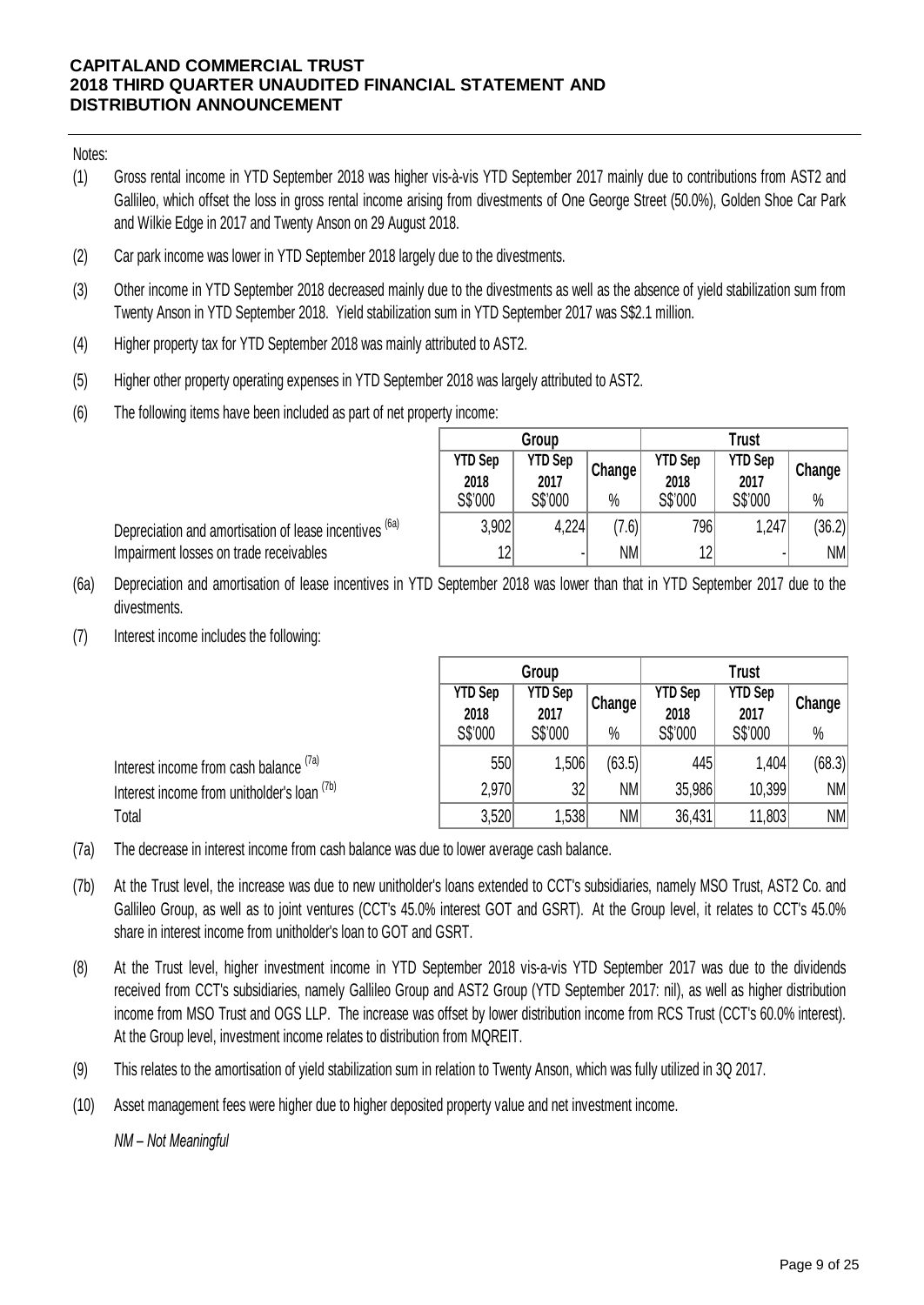Notes:

(1) Gross rental income in YTD September 2018 was higher vis-à-vis YTD September 2017 mainly due to contributions from AST2 and Gallileo, which offset the loss in gross rental income arising from divestments of One George Street (50.0%), Golden Shoe Car Park and Wilkie Edge in 2017 and Twenty Anson on 29 August 2018.

(2) Car park income was lower in YTD September 2018 largely due to the divestments.

(3) Other income in YTD September 2018 decreased mainly due to the divestments as well as the absence of yield stabilization sum from Twenty Anson in YTD September 2018. Yield stabilization sum in YTD September 2017 was S$2.1 million.

(4) Higher property tax for YTD September 2018 was mainly attributed to AST2.

(5) Higher other property operating expenses in YTD September 2018 was largely attributed to AST2.

(6) The following items have been included as part of net property income:

| | Group | | | Trust | | |
|---|---|---|---|---|---|---|
| | YTD Sep 2018 | YTD Sep 2017 | Change | YTD Sep 2018 | YTD Sep 2017 | Change |
| | S$'000 | S$'000 | % | S$'000 | S$'000 | % |
| Depreciation and amortisation of lease incentives [6a] | 3,902 | 4,224 | (7.6) | 796 | 1,247 | (36.2) |
| Impairment losses on trade receivables | 12 | - | NM | 12 | - | NM |

(6a) Depreciation and amortisation of lease incentives in YTD September 2018 was lower than that in YTD September 2017 due to the divestments.

(7) Interest income includes the following:

| | Group | | | Trust | | |
|---|---|---|---|---|---|---|
| | YTD Sep 2018 | YTD Sep 2017 | Change | YTD Sep 2018 | YTD Sep 2017 | Change |
| | S$'000 | S$'000 | % | S$'000 | S$'000 | % |
| Interest income from cash balance [7a] | 550 | 1,506 | (63.5) | 445 | 1,404 | (68.3) |
| Interest income from unitholder's loan [7b] | 2,970 | 32 | NM | 35,986 | 10,399 | NM |
| Total | 3,520 | 1,538 | NM | 36,431 | 11,803 | NM |

(7a) The decrease in interest income from cash balance was due to lower average cash balance.

(7b) At the Trust level, the increase was due to new unitholder's loans extended to CCT's subsidiaries, namely MSO Trust, AST2 Co. and Gallileo Group, as well as to joint ventures (CCT's 45.0% interest GOT and GSRT). At the Group level, it relates to CCT's 45.0% share in interest income from unitholder's loan to GOT and GSRT.

(8) At the Trust level, higher investment income in YTD September 2018 vis-a-vis YTD September 2017 was due to the dividends received from CCT's subsidiaries, namely Gallileo Group and AST2 Group (YTD September 2017: nil), as well as higher distribution income from MSO Trust and OGS LLP. The increase was offset by lower distribution income from RCS Trust (CCT's 60.0% interest). At the Group level, investment income relates to distribution from MQREIT.

(9) This relates to the amortisation of yield stabilization sum in relation to Twenty Anson, which was fully utilized in 3Q 2017.

(10) Asset management fees were higher due to higher deposited property value and net investment income.

*NM – Not Meaningful*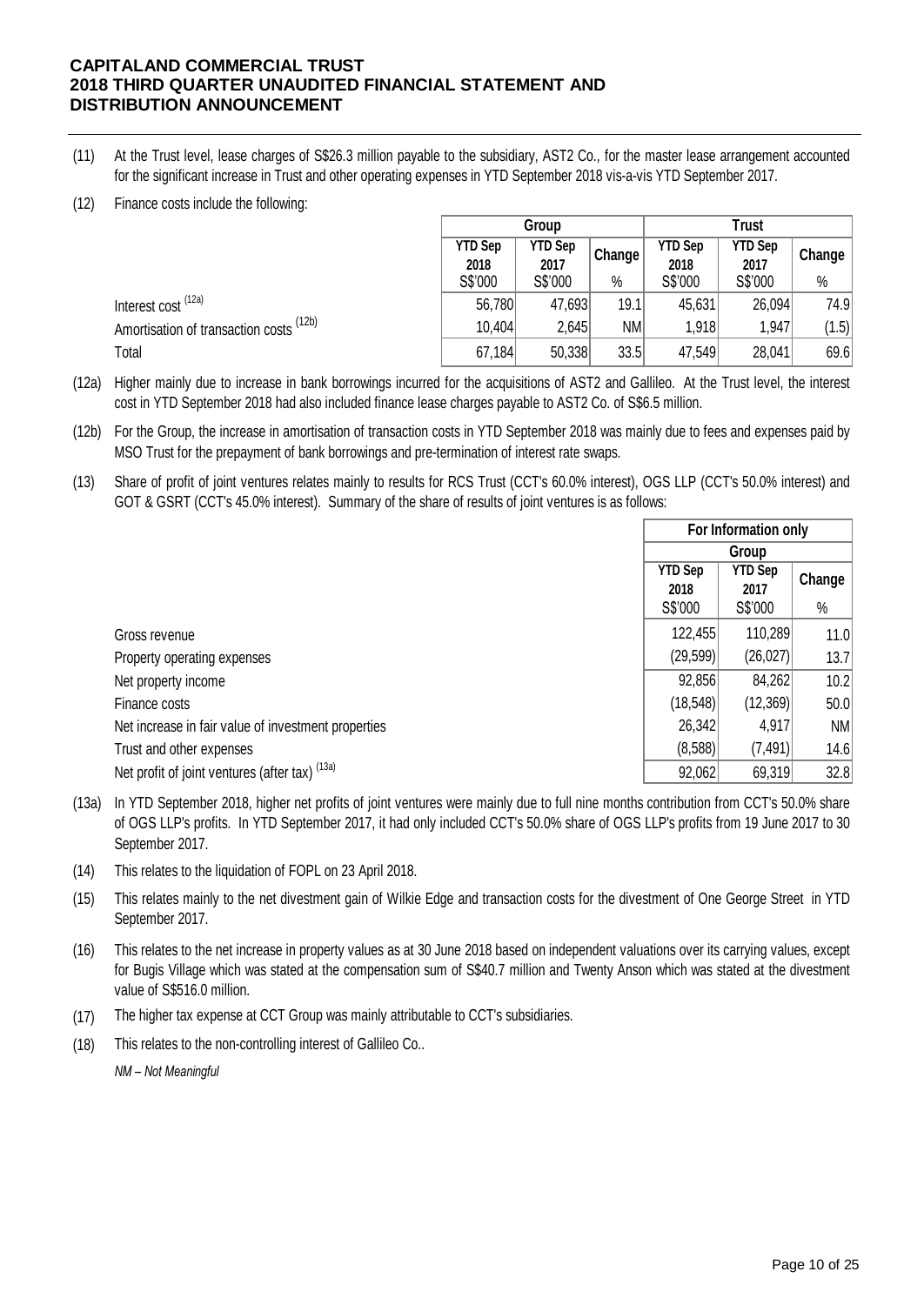(11) At the Trust level, lease charges of S$26.3 million payable to the subsidiary, AST2 Co., for the master lease arrangement accounted for the significant increase in Trust and other operating expenses in YTD September 2018 vis-a-vis YTD September 2017.

(12) Finance costs include the following:

| | Group | | | Trust | | |
|---|---|---|---|---|---|---|
| | YTD Sep 2018 | YTD Sep 2017 | Change | YTD Sep 2018 | YTD Sep 2017 | Change |
| | S$'000 | S$'000 | % | S$'000 | S$'000 | % |
| Interest cost (12a) | 56,780 | 47,693 | 19.1 | 45,631 | 26,094 | 74.9 |
| Amortisation of transaction costs (12b) | 10,404 | 2,645 | NM | 1,918 | 1,947 | (1.5) |
| Total | 67,184 | 50,338 | 33.5 | 47,549 | 28,041 | 69.6 |

(12a) Higher mainly due to increase in bank borrowings incurred for the acquisitions of AST2 and Gallileo. At the Trust level, the interest cost in YTD September 2018 had also included finance lease charges payable to AST2 Co. of S$6.5 million.

(12b) For the Group, the increase in amortisation of transaction costs in YTD September 2018 was mainly due to fees and expenses paid by MSO Trust for the prepayment of bank borrowings and pre-termination of interest rate swaps.

(13) Share of profit of joint ventures relates mainly to results for RCS Trust (CCT's 60.0% interest), OGS LLP (CCT's 50.0% interest) and GOT & GSRT (CCT's 45.0% interest). Summary of the share of results of joint ventures is as follows:

| | For Information only | | |
|---|---|---|---|
| | Group | | |
| | YTD Sep 2018 | YTD Sep 2017 | Change |
| | S$'000 | S$'000 | % |
| Gross revenue | 122,455 | 110,289 | 11.0 |
| Property operating expenses | (29,599) | (26,027) | 13.7 |
| Net property income | 92,856 | 84,262 | 10.2 |
| Finance costs | (18,548) | (12,369) | 50.0 |
| Net increase in fair value of investment properties | 26,342 | 4,917 | NM |
| Trust and other expenses | (8,588) | (7,491) | 14.6 |
| Net profit of joint ventures (after tax) (13a) | 92,062 | 69,319 | 32.8 |

(13a) In YTD September 2018, higher net profits of joint ventures were mainly due to full nine months contribution from CCT's 50.0% share of OGS LLP's profits. In YTD September 2017, it had only included CCT's 50.0% share of OGS LLP's profits from 19 June 2017 to 30 September 2017.

(14) This relates to the liquidation of FOPL on 23 April 2018.

(15) This relates mainly to the net divestment gain of Wilkie Edge and transaction costs for the divestment of One George Street in YTD September 2017.

(16) This relates to the net increase in property values as at 30 June 2018 based on independent valuations over its carrying values, except for Bugis Village which was stated at the compensation sum of S$40.7 million and Twenty Anson which was stated at the divestment value of S$516.0 million.

(17) The higher tax expense at CCT Group was mainly attributable to CCT's subsidiaries.

(18) This relates to the non-controlling interest of Gallileo Co..

*NM – Not Meaningful*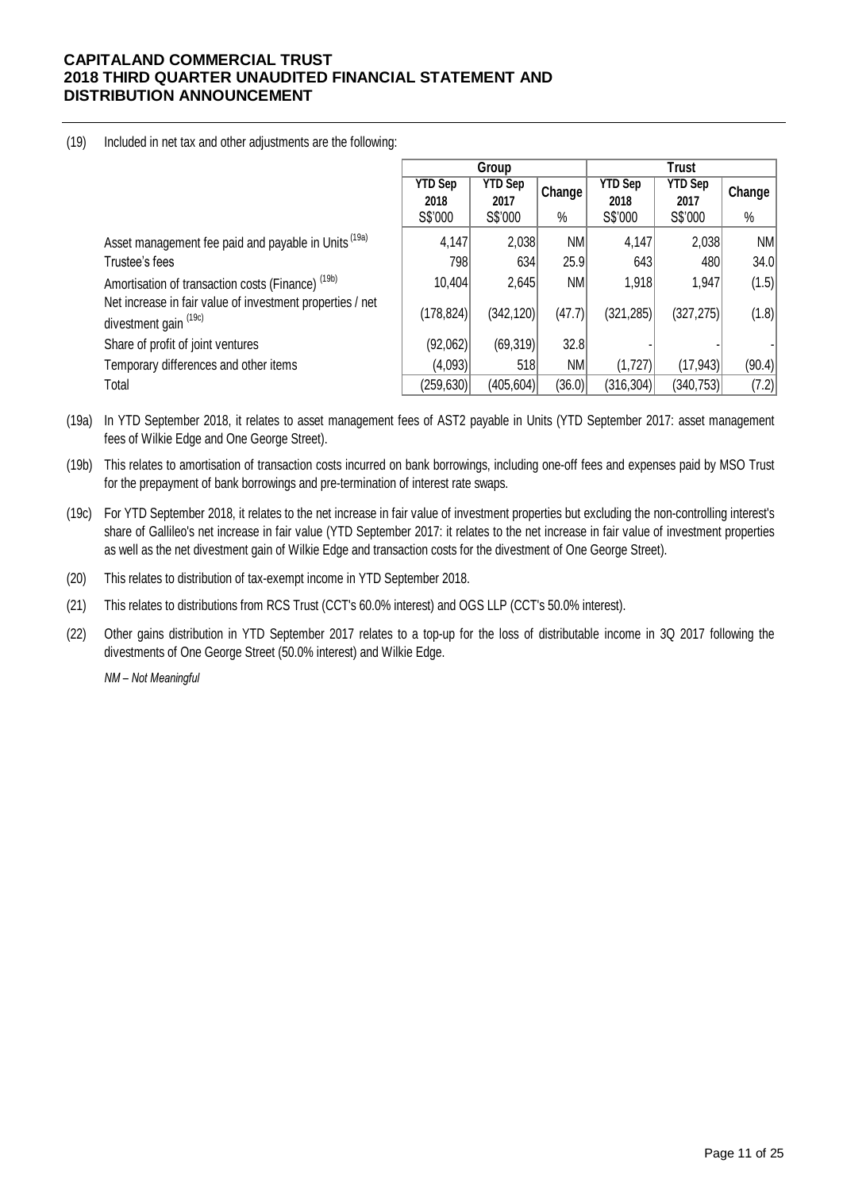(19) Included in net tax and other adjustments are the following:

| | Group | | | Trust | | |
|---|---|---|---|---|---|---|
| | YTD Sep 2018 | YTD Sep 2017 | Change | YTD Sep 2018 | YTD Sep 2017 | Change |
| | S$'000 | S$'000 | % | S$'000 | S$'000 | % |
| Asset management fee paid and payable in Units (19a) | 4,147 | 2,038 | NM | 4,147 | 2,038 | NM |
| Trustee's fees | 798 | 634 | 25.9 | 643 | 480 | 34.0 |
| Amortisation of transaction costs (Finance) (19b) | 10,404 | 2,645 | NM | 1,918 | 1,947 | (1.5) |
| Net increase in fair value of investment properties / net divestment gain (19c) | (178,824) | (342,120) | (47.7) | (321,285) | (327,275) | (1.8) |
| Share of profit of joint ventures | (92,062) | (69,319) | 32.8 | - | - | - |
| Temporary differences and other items | (4,093) | 518 | NM | (1,727) | (17,943) | (90.4) |
| Total | (259,630) | (405,604) | (36.0) | (316,304) | (340,753) | (7.2) |

(19a) In YTD September 2018, it relates to asset management fees of AST2 payable in Units (YTD September 2017: asset management fees of Wilkie Edge and One George Street).

(19b) This relates to amortisation of transaction costs incurred on bank borrowings, including one-off fees and expenses paid by MSO Trust for the prepayment of bank borrowings and pre-termination of interest rate swaps.

(19c) For YTD September 2018, it relates to the net increase in fair value of investment properties but excluding the non-controlling interest's share of Gallileo's net increase in fair value (YTD September 2017: it relates to the net increase in fair value of investment properties as well as the net divestment gain of Wilkie Edge and transaction costs for the divestment of One George Street).

(20) This relates to distribution of tax-exempt income in YTD September 2018.

(21) This relates to distributions from RCS Trust (CCT's 60.0% interest) and OGS LLP (CCT's 50.0% interest).

(22) Other gains distribution in YTD September 2017 relates to a top-up for the loss of distributable income in 3Q 2017 following the divestments of One George Street (50.0% interest) and Wilkie Edge.

*NM – Not Meaningful*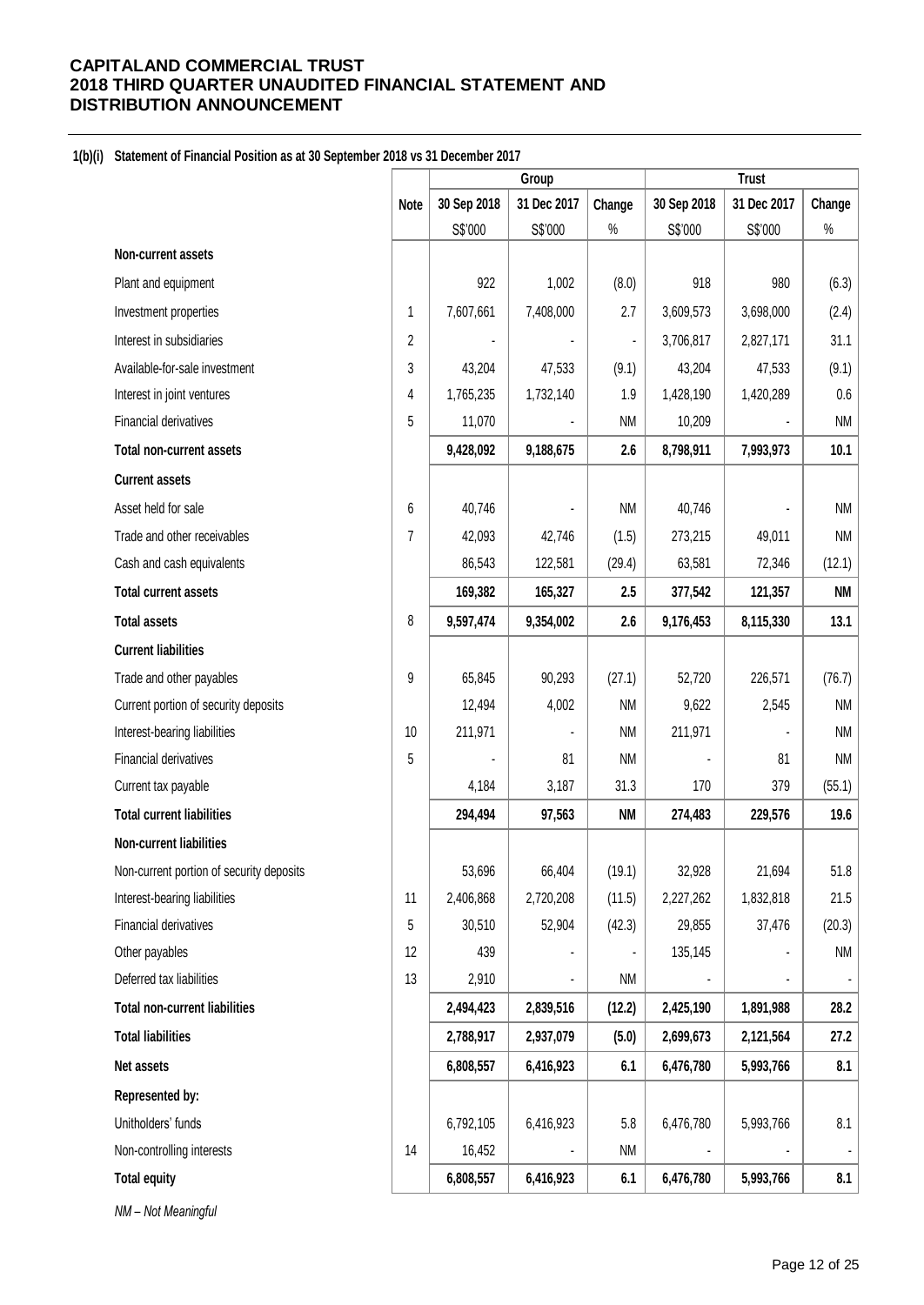# CAPITALAND COMMERCIAL TRUST
# 2018 THIRD QUARTER UNAUDITED FINANCIAL STATEMENT AND DISTRIBUTION ANNOUNCEMENT

**1(b)(i) Statement of Financial Position as at 30 September 2018 vs 31 December 2017**

| | Note | Group | | | Trust | | |
|---|---|---|---|---|---|---|---|
| | | 30 Sep 2018 | 31 Dec 2017 | Change | 30 Sep 2018 | 31 Dec 2017 | Change |
| | | S$'000 | S$'000 | % | S$'000 | S$'000 | % |
| **Non-current assets** | | | | | | | |
| Plant and equipment | | 922 | 1,002 | (8.0) | 918 | 980 | (6.3) |
| Investment properties | 1 | 7,607,661 | 7,408,000 | 2.7 | 3,609,573 | 3,698,000 | (2.4) |
| Interest in subsidiaries | 2 | - | - | - | 3,706,817 | 2,827,171 | 31.1 |
| Available-for-sale investment | 3 | 43,204 | 47,533 | (9.1) | 43,204 | 47,533 | (9.1) |
| Interest in joint ventures | 4 | 1,765,235 | 1,732,140 | 1.9 | 1,428,190 | 1,420,289 | 0.6 |
| Financial derivatives | 5 | 11,070 | - | NM | 10,209 | - | NM |
| **Total non-current assets** | | **9,428,092** | **9,188,675** | **2.6** | **8,798,911** | **7,993,973** | **10.1** |
| **Current assets** | | | | | | | |
| Asset held for sale | 6 | 40,746 | - | NM | 40,746 | - | NM |
| Trade and other receivables | 7 | 42,093 | 42,746 | (1.5) | 273,215 | 49,011 | NM |
| Cash and cash equivalents | | 86,543 | 122,581 | (29.4) | 63,581 | 72,346 | (12.1) |
| **Total current assets** | | **169,382** | **165,327** | **2.5** | **377,542** | **121,357** | **NM** |
| **Total assets** | 8 | **9,597,474** | **9,354,002** | **2.6** | **9,176,453** | **8,115,330** | **13.1** |
| **Current liabilities** | | | | | | | |
| Trade and other payables | 9 | 65,845 | 90,293 | (27.1) | 52,720 | 226,571 | (76.7) |
| Current portion of security deposits | | 12,494 | 4,002 | NM | 9,622 | 2,545 | NM |
| Interest-bearing liabilities | 10 | 211,971 | - | NM | 211,971 | - | NM |
| Financial derivatives | 5 | - | 81 | NM | - | 81 | NM |
| Current tax payable | | 4,184 | 3,187 | 31.3 | 170 | 379 | (55.1) |
| **Total current liabilities** | | **294,494** | **97,563** | **NM** | **274,483** | **229,576** | **19.6** |
| **Non-current liabilities** | | | | | | | |
| Non-current portion of security deposits | | 53,696 | 66,404 | (19.1) | 32,928 | 21,694 | 51.8 |
| Interest-bearing liabilities | 11 | 2,406,868 | 2,720,208 | (11.5) | 2,227,262 | 1,832,818 | 21.5 |
| Financial derivatives | 5 | 30,510 | 52,904 | (42.3) | 29,855 | 37,476 | (20.3) |
| Other payables | 12 | 439 | - | - | 135,145 | - | NM |
| Deferred tax liabilities | 13 | 2,910 | - | NM | - | - | - |
| **Total non-current liabilities** | | **2,494,423** | **2,839,516** | **(12.2)** | **2,425,190** | **1,891,988** | **28.2** |
| **Total liabilities** | | **2,788,917** | **2,937,079** | **(5.0)** | **2,699,673** | **2,121,564** | **27.2** |
| **Net assets** | | **6,808,557** | **6,416,923** | **6.1** | **6,476,780** | **5,993,766** | **8.1** |
| **Represented by:** | | | | | | | |
| Unitholders' funds | | 6,792,105 | 6,416,923 | 5.8 | 6,476,780 | 5,993,766 | 8.1 |
| Non-controlling interests | 14 | 16,452 | - | NM | - | - | - |
| **Total equity** | | **6,808,557** | **6,416,923** | **6.1** | **6,476,780** | **5,993,766** | **8.1** |

*NM – Not Meaningful*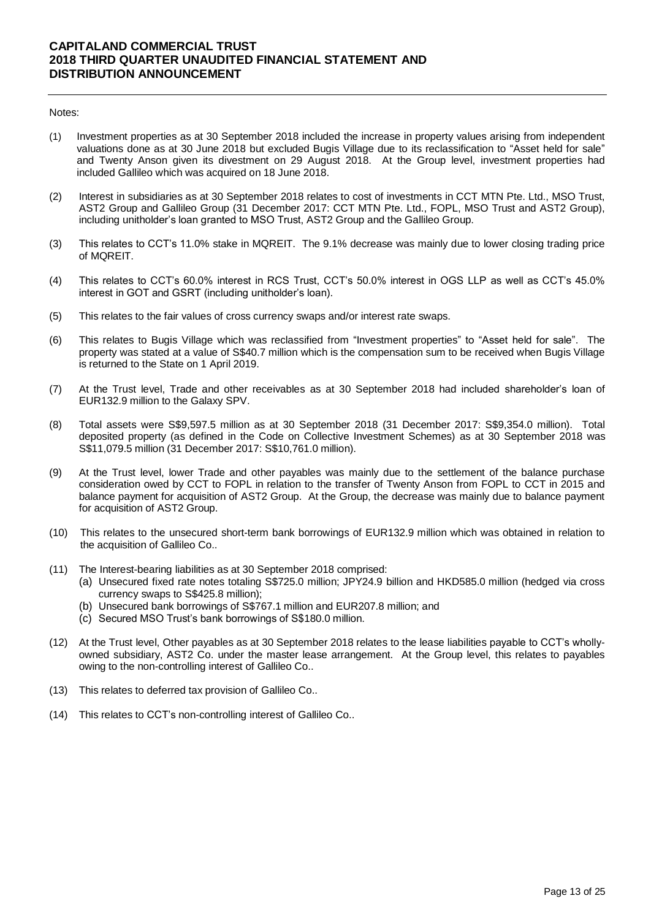Notes:

(1) Investment properties as at 30 September 2018 included the increase in property values arising from independent valuations done as at 30 June 2018 but excluded Bugis Village due to its reclassification to "Asset held for sale" and Twenty Anson given its divestment on 29 August 2018. At the Group level, investment properties had included Gallileo which was acquired on 18 June 2018.

(2) Interest in subsidiaries as at 30 September 2018 relates to cost of investments in CCT MTN Pte. Ltd., MSO Trust, AST2 Group and Gallileo Group (31 December 2017: CCT MTN Pte. Ltd., FOPL, MSO Trust and AST2 Group), including unitholder's loan granted to MSO Trust, AST2 Group and the Gallileo Group.

(3) This relates to CCT's 11.0% stake in MQREIT. The 9.1% decrease was mainly due to lower closing trading price of MQREIT.

(4) This relates to CCT's 60.0% interest in RCS Trust, CCT's 50.0% interest in OGS LLP as well as CCT's 45.0% interest in GOT and GSRT (including unitholder's loan).

(5) This relates to the fair values of cross currency swaps and/or interest rate swaps.

(6) This relates to Bugis Village which was reclassified from "Investment properties" to "Asset held for sale". The property was stated at a value of S$40.7 million which is the compensation sum to be received when Bugis Village is returned to the State on 1 April 2019.

(7) At the Trust level, Trade and other receivables as at 30 September 2018 had included shareholder's loan of EUR132.9 million to the Galaxy SPV.

(8) Total assets were S$9,597.5 million as at 30 September 2018 (31 December 2017: S$9,354.0 million). Total deposited property (as defined in the Code on Collective Investment Schemes) as at 30 September 2018 was S$11,079.5 million (31 December 2017: S$10,761.0 million).

(9) At the Trust level, lower Trade and other payables was mainly due to the settlement of the balance purchase consideration owed by CCT to FOPL in relation to the transfer of Twenty Anson from FOPL to CCT in 2015 and balance payment for acquisition of AST2 Group. At the Group, the decrease was mainly due to balance payment for acquisition of AST2 Group.

(10) This relates to the unsecured short-term bank borrowings of EUR132.9 million which was obtained in relation to the acquisition of Gallileo Co..

(11) The Interest-bearing liabilities as at 30 September 2018 comprised:
   (a) Unsecured fixed rate notes totaling S$725.0 million; JPY24.9 billion and HKD585.0 million (hedged via cross currency swaps to S$425.8 million);
   (b) Unsecured bank borrowings of S$767.1 million and EUR207.8 million; and
   (c) Secured MSO Trust's bank borrowings of S$180.0 million.

(12) At the Trust level, Other payables as at 30 September 2018 relates to the lease liabilities payable to CCT's wholly-owned subsidiary, AST2 Co. under the master lease arrangement. At the Group level, this relates to payables owing to the non-controlling interest of Gallileo Co..

(13) This relates to deferred tax provision of Gallileo Co..

(14) This relates to CCT's non-controlling interest of Gallileo Co..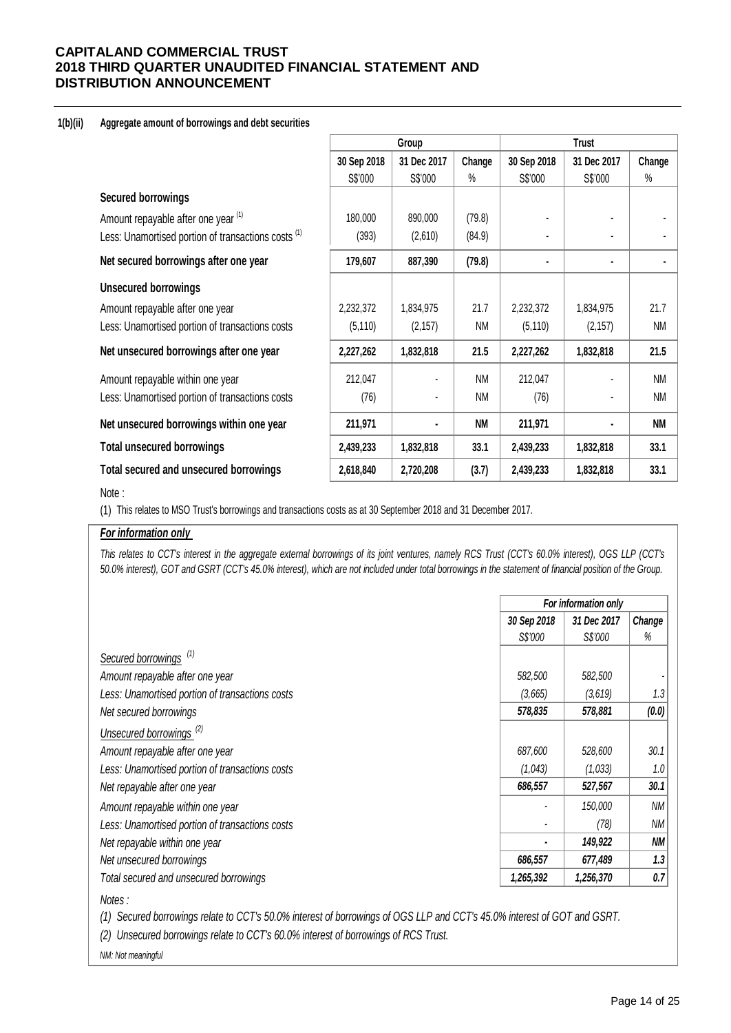**1(b)(ii) Aggregate amount of borrowings and debt securities**

| | Group | | | Trust | | |
|---|---|---|---|---|---|---|
| | 30 Sep 2018 | 31 Dec 2017 | Change | 30 Sep 2018 | 31 Dec 2017 | Change |
| | S$'000 | S$'000 | % | S$'000 | S$'000 | % |
| **Secured borrowings** | | | | | | |
| Amount repayable after one year (1) | 180,000 | 890,000 | (79.8) | - | - | - |
| Less: Unamortised portion of transactions costs (1) | (393) | (2,610) | (84.9) | - | - | - |
| **Net secured borrowings after one year** | **179,607** | **887,390** | **(79.8)** | **-** | **-** | **-** |
| **Unsecured borrowings** | | | | | | |
| Amount repayable after one year | 2,232,372 | 1,834,975 | 21.7 | 2,232,372 | 1,834,975 | 21.7 |
| Less: Unamortised portion of transactions costs | (5,110) | (2,157) | NM | (5,110) | (2,157) | NM |
| **Net unsecured borrowings after one year** | **2,227,262** | **1,832,818** | **21.5** | **2,227,262** | **1,832,818** | **21.5** |
| Amount repayable within one year | 212,047 | - | NM | 212,047 | - | NM |
| Less: Unamortised portion of transactions costs | (76) | - | NM | (76) | - | NM |
| **Net unsecured borrowings within one year** | **211,971** | **-** | **NM** | **211,971** | **-** | **NM** |
| **Total unsecured borrowings** | **2,439,233** | **1,832,818** | **33.1** | **2,439,233** | **1,832,818** | **33.1** |
| **Total secured and unsecured borrowings** | **2,618,840** | **2,720,208** | **(3.7)** | **2,439,233** | **1,832,818** | **33.1** |

Note :

(1) This relates to MSO Trust's borrowings and transactions costs as at 30 September 2018 and 31 December 2017.

***For information only***

*This relates to CCT's interest in the aggregate external borrowings of its joint ventures, namely RCS Trust (CCT's 60.0% interest), OGS LLP (CCT's 50.0% interest), GOT and GSRT (CCT's 45.0% interest), which are not included under total borrowings in the statement of financial position of the Group.*

| | *For information only* | | |
|---|---|---|---|
| | *30 Sep 2018* | *31 Dec 2017* | *Change* |
| | *S$'000* | *S$'000* | *%* |
| *Secured borrowings (1)* | | | |
| *Amount repayable after one year* | *582,500* | *582,500* | *-* |
| *Less: Unamortised portion of transactions costs* | *(3,665)* | *(3,619)* | *1.3* |
| *Net secured borrowings* | ***578,835*** | ***578,881*** | ***(0.0)*** |
| *Unsecured borrowings (2)* | | | |
| *Amount repayable after one year* | *687,600* | *528,600* | *30.1* |
| *Less: Unamortised portion of transactions costs* | *(1,043)* | *(1,033)* | *1.0* |
| *Net repayable after one year* | ***686,557*** | ***527,567*** | ***30.1*** |
| *Amount repayable within one year* | *-* | *150,000* | *NM* |
| *Less: Unamortised portion of transactions costs* | *-* | *(78)* | *NM* |
| *Net repayable within one year* | ***-*** | ***149,922*** | ***NM*** |
| *Net unsecured borrowings* | ***686,557*** | ***677,489*** | ***1.3*** |
| *Total secured and unsecured borrowings* | ***1,265,392*** | ***1,256,370*** | ***0.7*** |

*Notes :*

*(1) Secured borrowings relate to CCT's 50.0% interest of borrowings of OGS LLP and CCT's 45.0% interest of GOT and GSRT.*

*(2) Unsecured borrowings relate to CCT's 60.0% interest of borrowings of RCS Trust.*

*NM: Not meaningful*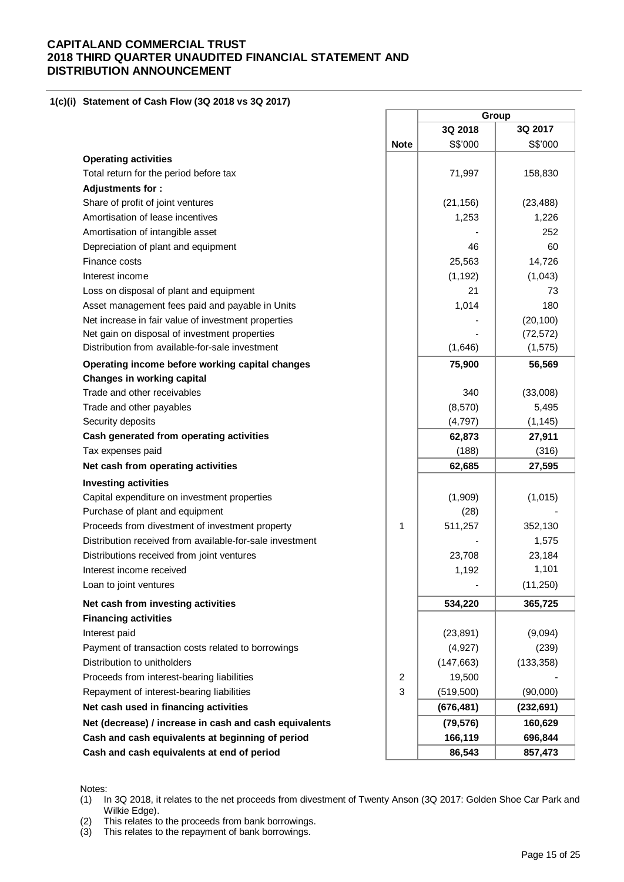**CAPITALAND COMMERCIAL TRUST**
**2018 THIRD QUARTER UNAUDITED FINANCIAL STATEMENT AND DISTRIBUTION ANNOUNCEMENT**

### 1(c)(i) Statement of Cash Flow (3Q 2018 vs 3Q 2017)

| | Note | Group | |
|---|---|---|---|
| | | 3Q 2018 | 3Q 2017 |
| | | S$'000 | S$'000 |
| **Operating activities** | | | |
| Total return for the period before tax | | 71,997 | 158,830 |
| **Adjustments for :** | | | |
| Share of profit of joint ventures | | (21,156) | (23,488) |
| Amortisation of lease incentives | | 1,253 | 1,226 |
| Amortisation of intangible asset | | - | 252 |
| Depreciation of plant and equipment | | 46 | 60 |
| Finance costs | | 25,563 | 14,726 |
| Interest income | | (1,192) | (1,043) |
| Loss on disposal of plant and equipment | | 21 | 73 |
| Asset management fees paid and payable in Units | | 1,014 | 180 |
| Net increase in fair value of investment properties | | - | (20,100) |
| Net gain on disposal of investment properties | | - | (72,572) |
| Distribution from available-for-sale investment | | (1,646) | (1,575) |
| **Operating income before working capital changes** | | **75,900** | **56,569** |
| **Changes in working capital** | | | |
| Trade and other receivables | | 340 | (33,008) |
| Trade and other payables | | (8,570) | 5,495 |
| Security deposits | | (4,797) | (1,145) |
| **Cash generated from operating activities** | | **62,873** | **27,911** |
| Tax expenses paid | | (188) | (316) |
| **Net cash from operating activities** | | **62,685** | **27,595** |
| **Investing activities** | | | |
| Capital expenditure on investment properties | | (1,909) | (1,015) |
| Purchase of plant and equipment | | (28) | - |
| Proceeds from divestment of investment property | 1 | 511,257 | 352,130 |
| Distribution received from available-for-sale investment | | - | 1,575 |
| Distributions received from joint ventures | | 23,708 | 23,184 |
| Interest income received | | 1,192 | 1,101 |
| Loan to joint ventures | | - | (11,250) |
| **Net cash from investing activities** | | **534,220** | **365,725** |
| **Financing activities** | | | |
| Interest paid | | (23,891) | (9,094) |
| Payment of transaction costs related to borrowings | | (4,927) | (239) |
| Distribution to unitholders | | (147,663) | (133,358) |
| Proceeds from interest-bearing liabilities | 2 | 19,500 | - |
| Repayment of interest-bearing liabilities | 3 | (519,500) | (90,000) |
| **Net cash used in financing activities** | | **(676,481)** | **(232,691)** |
| **Net (decrease) / increase in cash and cash equivalents** | | **(79,576)** | **160,629** |
| **Cash and cash equivalents at beginning of period** | | **166,119** | **696,844** |
| **Cash and cash equivalents at end of period** | | **86,543** | **857,473** |

Notes:
(1) In 3Q 2018, it relates to the net proceeds from divestment of Twenty Anson (3Q 2017: Golden Shoe Car Park and Wilkie Edge).
(2) This relates to the proceeds from bank borrowings.
(3) This relates to the repayment of bank borrowings.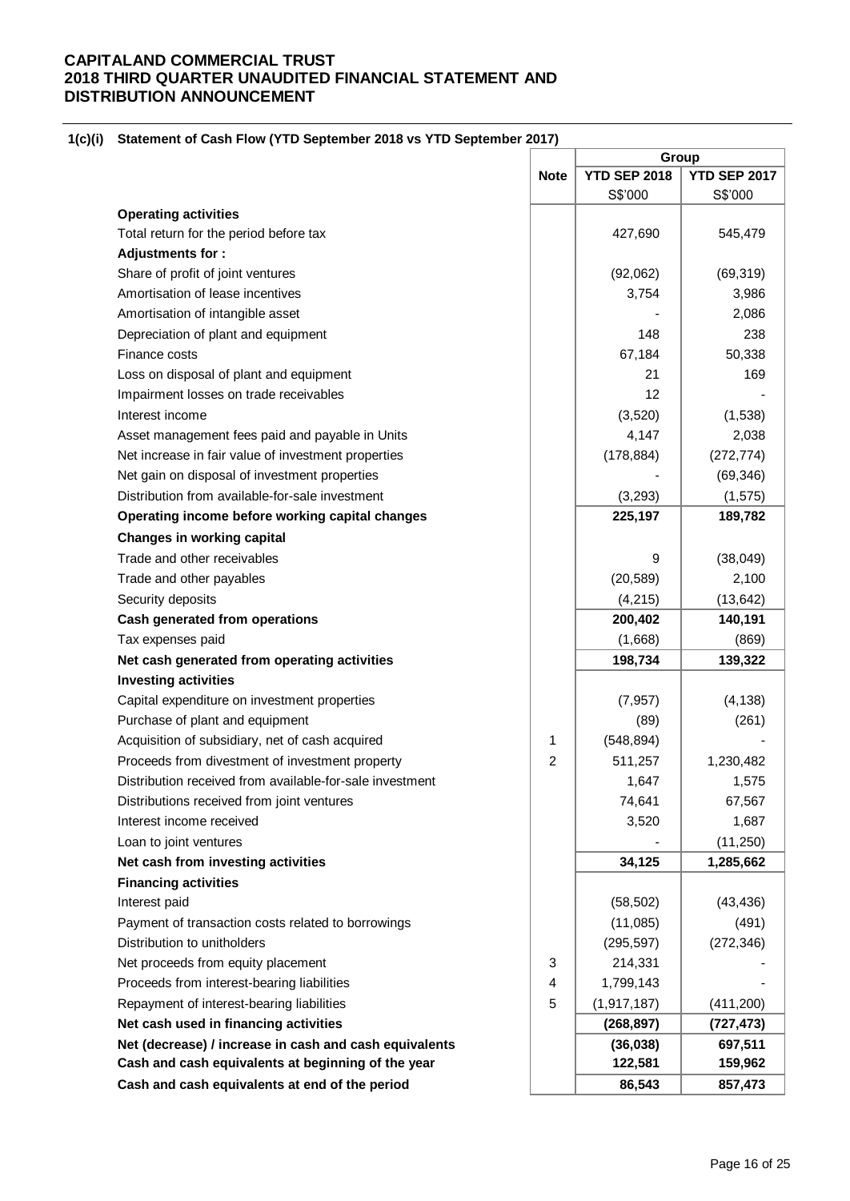# CAPITALAND COMMERCIAL TRUST
# 2018 THIRD QUARTER UNAUDITED FINANCIAL STATEMENT AND DISTRIBUTION ANNOUNCEMENT

## 1(c)(i) Statement of Cash Flow (YTD September 2018 vs YTD September 2017)

| | Note | Group | |
|---|---|---|---|
| | | YTD SEP 2018 | YTD SEP 2017 |
| | | S$'000 | S$'000 |
| **Operating activities** | | | |
| Total return for the period before tax | | 427,690 | 545,479 |
| **Adjustments for :** | | | |
| Share of profit of joint ventures | | (92,062) | (69,319) |
| Amortisation of lease incentives | | 3,754 | 3,986 |
| Amortisation of intangible asset | | - | 2,086 |
| Depreciation of plant and equipment | | 148 | 238 |
| Finance costs | | 67,184 | 50,338 |
| Loss on disposal of plant and equipment | | 21 | 169 |
| Impairment losses on trade receivables | | 12 | - |
| Interest income | | (3,520) | (1,538) |
| Asset management fees paid and payable in Units | | 4,147 | 2,038 |
| Net increase in fair value of investment properties | | (178,884) | (272,774) |
| Net gain on disposal of investment properties | | - | (69,346) |
| Distribution from available-for-sale investment | | (3,293) | (1,575) |
| **Operating income before working capital changes** | | **225,197** | **189,782** |
| **Changes in working capital** | | | |
| Trade and other receivables | | 9 | (38,049) |
| Trade and other payables | | (20,589) | 2,100 |
| Security deposits | | (4,215) | (13,642) |
| **Cash generated from operations** | | **200,402** | **140,191** |
| Tax expenses paid | | (1,668) | (869) |
| **Net cash generated from operating activities** | | **198,734** | **139,322** |
| **Investing activities** | | | |
| Capital expenditure on investment properties | | (7,957) | (4,138) |
| Purchase of plant and equipment | | (89) | (261) |
| Acquisition of subsidiary, net of cash acquired | 1 | (548,894) | - |
| Proceeds from divestment of investment property | 2 | 511,257 | 1,230,482 |
| Distribution received from available-for-sale investment | | 1,647 | 1,575 |
| Distributions received from joint ventures | | 74,641 | 67,567 |
| Interest income received | | 3,520 | 1,687 |
| Loan to joint ventures | | - | (11,250) |
| **Net cash from investing activities** | | **34,125** | **1,285,662** |
| **Financing activities** | | | |
| Interest paid | | (58,502) | (43,436) |
| Payment of transaction costs related to borrowings | | (11,085) | (491) |
| Distribution to unitholders | | (295,597) | (272,346) |
| Net proceeds from equity placement | 3 | 214,331 | - |
| Proceeds from interest-bearing liabilities | 4 | 1,799,143 | - |
| Repayment of interest-bearing liabilities | 5 | (1,917,187) | (411,200) |
| **Net cash used in financing activities** | | **(268,897)** | **(727,473)** |
| **Net (decrease) / increase in cash and cash equivalents** | | **(36,038)** | **697,511** |
| **Cash and cash equivalents at beginning of the year** | | **122,581** | **159,962** |
| **Cash and cash equivalents at end of the period** | | **86,543** | **857,473** |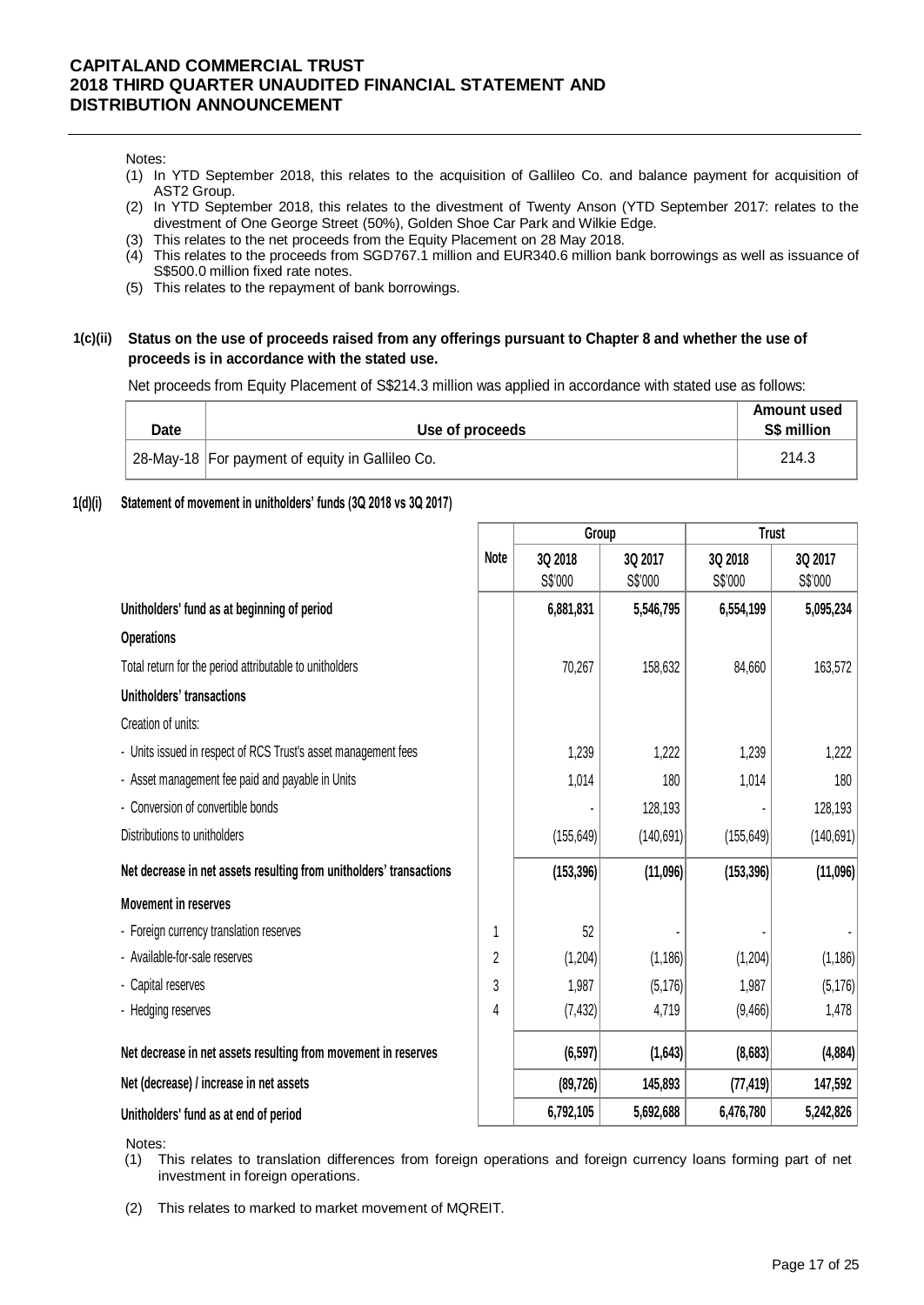Notes:

(1) In YTD September 2018, this relates to the acquisition of Gallileo Co. and balance payment for acquisition of AST2 Group.
(2) In YTD September 2018, this relates to the divestment of Twenty Anson (YTD September 2017: relates to the divestment of One George Street (50%), Golden Shoe Car Park and Wilkie Edge.
(3) This relates to the net proceeds from the Equity Placement on 28 May 2018.
(4) This relates to the proceeds from SGD767.1 million and EUR340.6 million bank borrowings as well as issuance of S$500.0 million fixed rate notes.
(5) This relates to the repayment of bank borrowings.

**1(c)(ii) Status on the use of proceeds raised from any offerings pursuant to Chapter 8 and whether the use of proceeds is in accordance with the stated use.**

Net proceeds from Equity Placement of S$214.3 million was applied in accordance with stated use as follows:

| Date | Use of proceeds | Amount used S$ million |
|---|---|---|
| 28-May-18 | For payment of equity in Gallileo Co. | 214.3 |

**1(d)(i) Statement of movement in unitholders' funds (3Q 2018 vs 3Q 2017)**

| | Note | Group | | Trust | |
|---|---|---|---|---|---|
| | | 3Q 2018 S$'000 | 3Q 2017 S$'000 | 3Q 2018 S$'000 | 3Q 2017 S$'000 |
| **Unitholders' fund as at beginning of period** | | **6,881,831** | **5,546,795** | **6,554,199** | **5,095,234** |
| **Operations** | | | | | |
| Total return for the period attributable to unitholders | | 70,267 | 158,632 | 84,660 | 163,572 |
| **Unitholders' transactions** | | | | | |
| Creation of units: | | | | | |
| - Units issued in respect of RCS Trust's asset management fees | | 1,239 | 1,222 | 1,239 | 1,222 |
| - Asset management fee paid and payable in Units | | 1,014 | 180 | 1,014 | 180 |
| - Conversion of convertible bonds | | - | 128,193 | - | 128,193 |
| Distributions to unitholders | | (155,649) | (140,691) | (155,649) | (140,691) |
| **Net decrease in net assets resulting from unitholders' transactions** | | **(153,396)** | **(11,096)** | **(153,396)** | **(11,096)** |
| **Movement in reserves** | | | | | |
| - Foreign currency translation reserves | 1 | 52 | - | - | - |
| - Available-for-sale reserves | 2 | (1,204) | (1,186) | (1,204) | (1,186) |
| - Capital reserves | 3 | 1,987 | (5,176) | 1,987 | (5,176) |
| - Hedging reserves | 4 | (7,432) | 4,719 | (9,466) | 1,478 |
| **Net decrease in net assets resulting from movement in reserves** | | **(6,597)** | **(1,643)** | **(8,683)** | **(4,884)** |
| **Net (decrease) / increase in net assets** | | **(89,726)** | **145,893** | **(77,419)** | **147,592** |
| **Unitholders' fund as at end of period** | | **6,792,105** | **5,692,688** | **6,476,780** | **5,242,826** |

Notes:

(1) This relates to translation differences from foreign operations and foreign currency loans forming part of net investment in foreign operations.

(2) This relates to marked to market movement of MQREIT.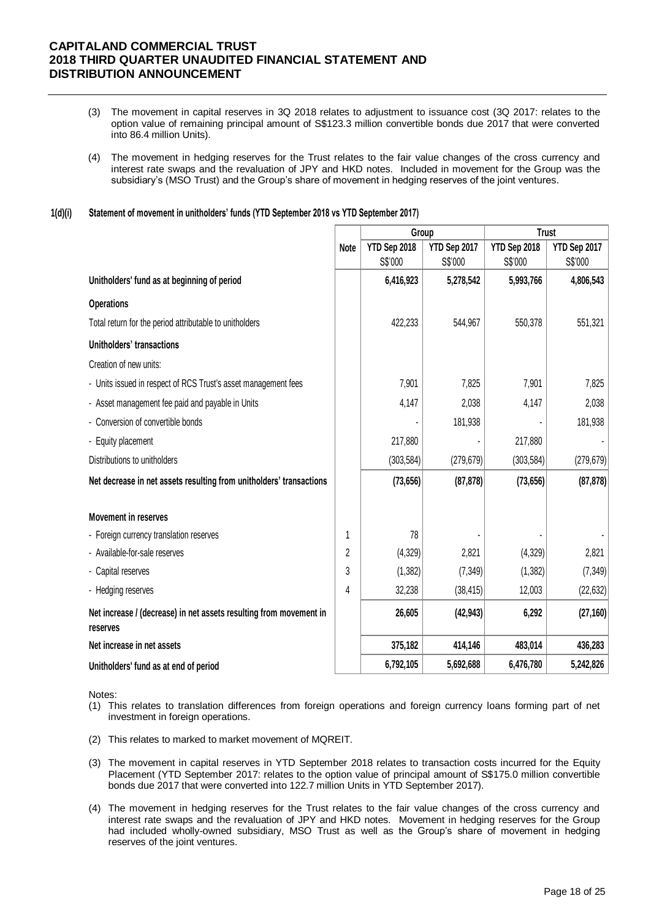(3) The movement in capital reserves in 3Q 2018 relates to adjustment to issuance cost (3Q 2017: relates to the option value of remaining principal amount of S$123.3 million convertible bonds due 2017 that were converted into 86.4 million Units).

(4) The movement in hedging reserves for the Trust relates to the fair value changes of the cross currency and interest rate swaps and the revaluation of JPY and HKD notes. Included in movement for the Group was the subsidiary's (MSO Trust) and the Group's share of movement in hedging reserves of the joint ventures.

**1(d)(i) Statement of movement in unitholders' funds (YTD September 2018 vs YTD September 2017)**

| | Note | Group | | Trust | |
|---|---|---|---|---|---|
| | | YTD Sep 2018 S$'000 | YTD Sep 2017 S$'000 | YTD Sep 2018 S$'000 | YTD Sep 2017 S$'000 |
| **Unitholders' fund as at beginning of period** | | **6,416,923** | **5,278,542** | **5,993,766** | **4,806,543** |
| **Operations** | | | | | |
| Total return for the period attributable to unitholders | | 422,233 | 544,967 | 550,378 | 551,321 |
| **Unitholders' transactions** | | | | | |
| Creation of new units: | | | | | |
| - Units issued in respect of RCS Trust's asset management fees | | 7,901 | 7,825 | 7,901 | 7,825 |
| - Asset management fee paid and payable in Units | | 4,147 | 2,038 | 4,147 | 2,038 |
| - Conversion of convertible bonds | | - | 181,938 | - | 181,938 |
| - Equity placement | | 217,880 | - | 217,880 | - |
| Distributions to unitholders | | (303,584) | (279,679) | (303,584) | (279,679) |
| **Net decrease in net assets resulting from unitholders' transactions** | | **(73,656)** | **(87,878)** | **(73,656)** | **(87,878)** |
| **Movement in reserves** | | | | | |
| - Foreign currency translation reserves | 1 | 78 | - | - | - |
| - Available-for-sale reserves | 2 | (4,329) | 2,821 | (4,329) | 2,821 |
| - Capital reserves | 3 | (1,382) | (7,349) | (1,382) | (7,349) |
| - Hedging reserves | 4 | 32,238 | (38,415) | 12,003 | (22,632) |
| **Net increase / (decrease) in net assets resulting from movement in reserves** | | **26,605** | **(42,943)** | **6,292** | **(27,160)** |
| **Net increase in net assets** | | **375,182** | **414,146** | **483,014** | **436,283** |
| **Unitholders' fund as at end of period** | | **6,792,105** | **5,692,688** | **6,476,780** | **5,242,826** |

Notes:

(1) This relates to translation differences from foreign operations and foreign currency loans forming part of net investment in foreign operations.

(2) This relates to marked to market movement of MQREIT.

(3) The movement in capital reserves in YTD September 2018 relates to transaction costs incurred for the Equity Placement (YTD September 2017: relates to the option value of principal amount of S$175.0 million convertible bonds due 2017 that were converted into 122.7 million Units in YTD September 2017).

(4) The movement in hedging reserves for the Trust relates to the fair value changes of the cross currency and interest rate swaps and the revaluation of JPY and HKD notes. Movement in hedging reserves for the Group had included wholly-owned subsidiary, MSO Trust as well as the Group's share of movement in hedging reserves of the joint ventures.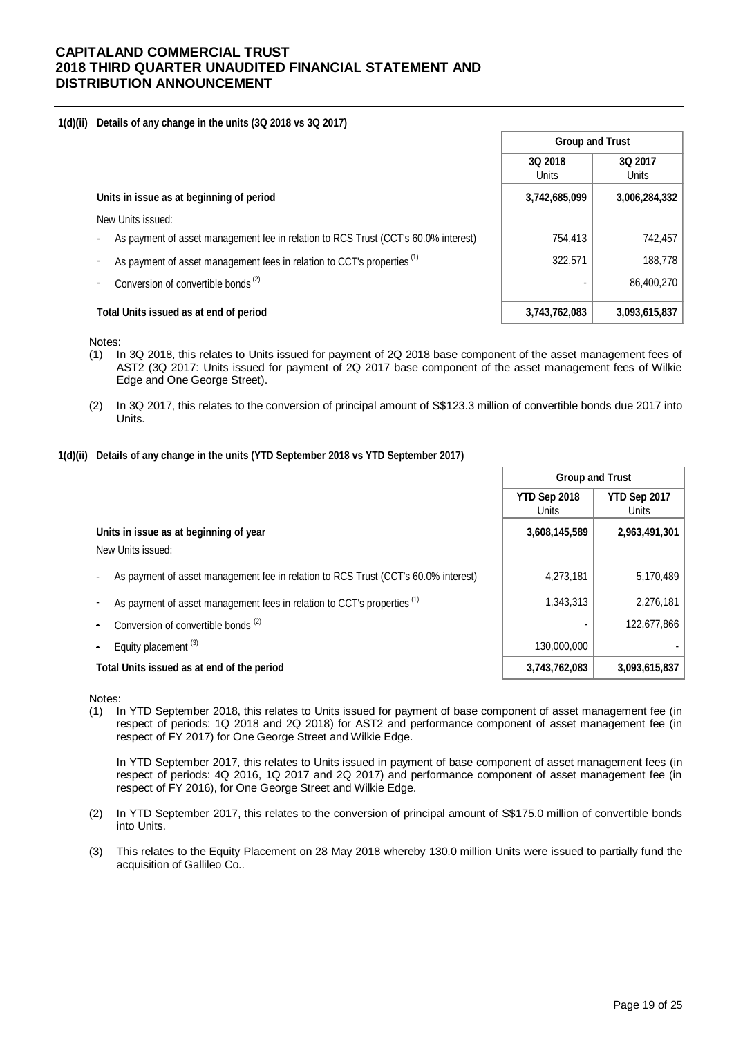# CAPITALAND COMMERCIAL TRUST
# 2018 THIRD QUARTER UNAUDITED FINANCIAL STATEMENT AND DISTRIBUTION ANNOUNCEMENT

### 1(d)(ii) Details of any change in the units (3Q 2018 vs 3Q 2017)

| | Group and Trust | |
|---|---|---|
| | 3Q 2018 Units | 3Q 2017 Units |
| **Units in issue as at beginning of period** | **3,742,685,099** | **3,006,284,332** |
| New Units issued: | | |
| - As payment of asset management fee in relation to RCS Trust (CCT's 60.0% interest) | 754,413 | 742,457 |
| - As payment of asset management fees in relation to CCT's properties [(1)] | 322,571 | 188,778 |
| - Conversion of convertible bonds [(2)] | - | 86,400,270 |
| **Total Units issued as at end of period** | **3,743,762,083** | **3,093,615,837** |

Notes:

(1) In 3Q 2018, this relates to Units issued for payment of 2Q 2018 base component of the asset management fees of AST2 (3Q 2017: Units issued for payment of 2Q 2017 base component of the asset management fees of Wilkie Edge and One George Street).

(2) In 3Q 2017, this relates to the conversion of principal amount of S$123.3 million of convertible bonds due 2017 into Units.

### 1(d)(ii) Details of any change in the units (YTD September 2018 vs YTD September 2017)

| | Group and Trust | |
|---|---|---|
| | YTD Sep 2018 Units | YTD Sep 2017 Units |
| **Units in issue as at beginning of year** | **3,608,145,589** | **2,963,491,301** |
| New Units issued: | | |
| - As payment of asset management fee in relation to RCS Trust (CCT's 60.0% interest) | 4,273,181 | 5,170,489 |
| - As payment of asset management fees in relation to CCT's properties [(1)] | 1,343,313 | 2,276,181 |
| - Conversion of convertible bonds [(2)] | - | 122,677,866 |
| - Equity placement [(3)] | 130,000,000 | - |
| **Total Units issued as at end of the period** | **3,743,762,083** | **3,093,615,837** |

Notes:

(1) In YTD September 2018, this relates to Units issued for payment of base component of asset management fee (in respect of periods: 1Q 2018 and 2Q 2018) for AST2 and performance component of asset management fee (in respect of FY 2017) for One George Street and Wilkie Edge.

In YTD September 2017, this relates to Units issued in payment of base component of asset management fees (in respect of periods: 4Q 2016, 1Q 2017 and 2Q 2017) and performance component of asset management fee (in respect of FY 2016), for One George Street and Wilkie Edge.

(2) In YTD September 2017, this relates to the conversion of principal amount of S$175.0 million of convertible bonds into Units.

(3) This relates to the Equity Placement on 28 May 2018 whereby 130.0 million Units were issued to partially fund the acquisition of Gallileo Co..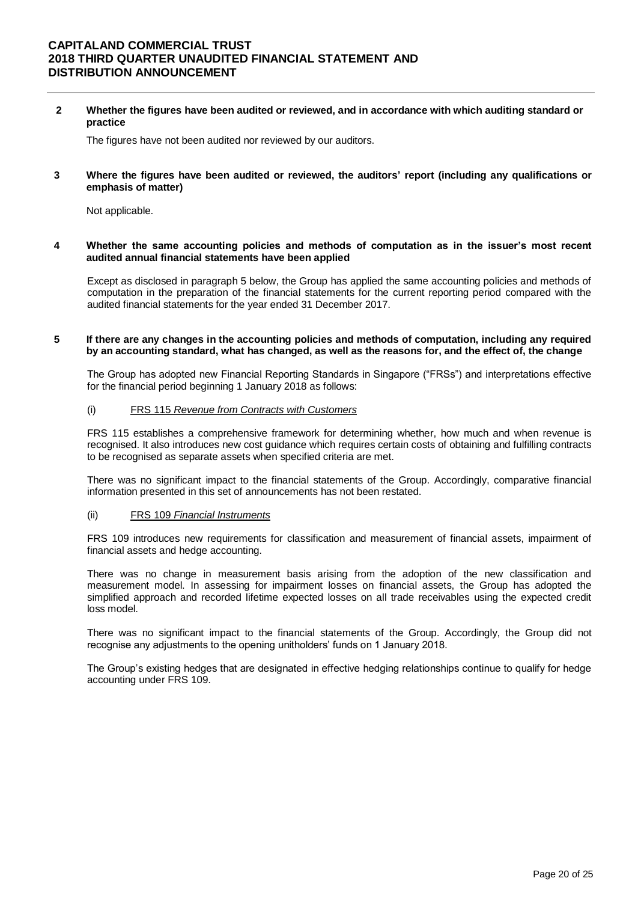**2 Whether the figures have been audited or reviewed, and in accordance with which auditing standard or practice**

The figures have not been audited nor reviewed by our auditors.

**3 Where the figures have been audited or reviewed, the auditors' report (including any qualifications or emphasis of matter)**

Not applicable.

**4 Whether the same accounting policies and methods of computation as in the issuer's most recent audited annual financial statements have been applied**

Except as disclosed in paragraph 5 below, the Group has applied the same accounting policies and methods of computation in the preparation of the financial statements for the current reporting period compared with the audited financial statements for the year ended 31 December 2017.

**5 If there are any changes in the accounting policies and methods of computation, including any required by an accounting standard, what has changed, as well as the reasons for, and the effect of, the change**

The Group has adopted new Financial Reporting Standards in Singapore ("FRSs") and interpretations effective for the financial period beginning 1 January 2018 as follows:

(i) FRS 115 *Revenue from Contracts with Customers*

FRS 115 establishes a comprehensive framework for determining whether, how much and when revenue is recognised. It also introduces new cost guidance which requires certain costs of obtaining and fulfilling contracts to be recognised as separate assets when specified criteria are met.

There was no significant impact to the financial statements of the Group. Accordingly, comparative financial information presented in this set of announcements has not been restated.

(ii) FRS 109 *Financial Instruments*

FRS 109 introduces new requirements for classification and measurement of financial assets, impairment of financial assets and hedge accounting.

There was no change in measurement basis arising from the adoption of the new classification and measurement model. In assessing for impairment losses on financial assets, the Group has adopted the simplified approach and recorded lifetime expected losses on all trade receivables using the expected credit loss model.

There was no significant impact to the financial statements of the Group. Accordingly, the Group did not recognise any adjustments to the opening unitholders' funds on 1 January 2018.

The Group's existing hedges that are designated in effective hedging relationships continue to qualify for hedge accounting under FRS 109.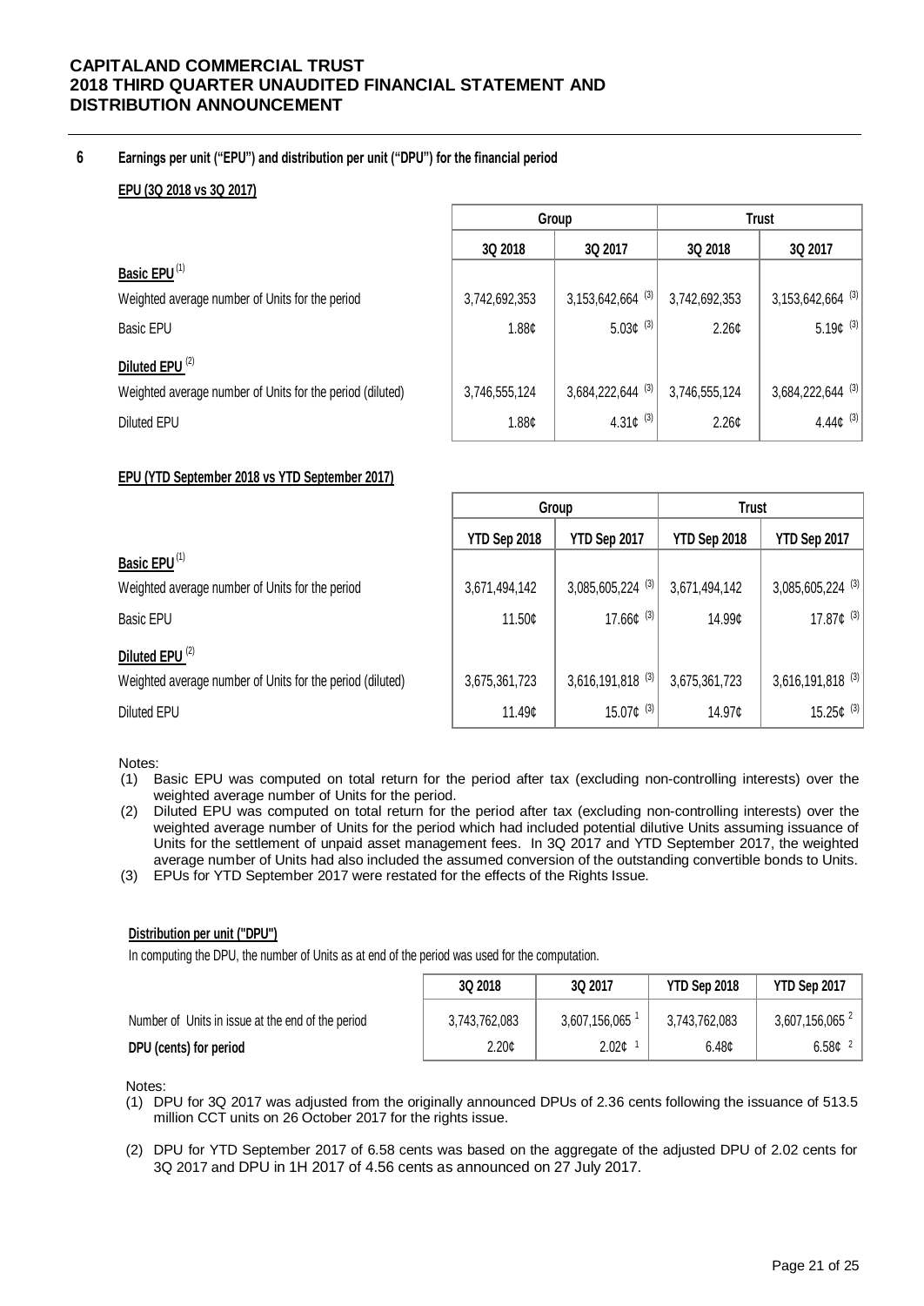## 6 Earnings per unit ("EPU") and distribution per unit ("DPU") for the financial period

**EPU (3Q 2018 vs 3Q 2017)**

| | Group | | Trust | |
|---|---|---|---|---|
| | 3Q 2018 | 3Q 2017 | 3Q 2018 | 3Q 2017 |
| **Basic EPU** [(1)] | | | | |
| Weighted average number of Units for the period | 3,742,692,353 | 3,153,642,664 [(3)] | 3,742,692,353 | 3,153,642,664 [(3)] |
| Basic EPU | 1.88¢ | 5.03¢ [(3)] | 2.26¢ | 5.19¢ [(3)] |
| **Diluted EPU** [(2)] | | | | |
| Weighted average number of Units for the period (diluted) | 3,746,555,124 | 3,684,222,644 [(3)] | 3,746,555,124 | 3,684,222,644 [(3)] |
| Diluted EPU | 1.88¢ | 4.31¢ [(3)] | 2.26¢ | 4.44¢ [(3)] |

**EPU (YTD September 2018 vs YTD September 2017)**

| | Group | | Trust | |
|---|---|---|---|---|
| | YTD Sep 2018 | YTD Sep 2017 | YTD Sep 2018 | YTD Sep 2017 |
| **Basic EPU** [(1)] | | | | |
| Weighted average number of Units for the period | 3,671,494,142 | 3,085,605,224 [(3)] | 3,671,494,142 | 3,085,605,224 [(3)] |
| Basic EPU | 11.50¢ | 17.66¢ [(3)] | 14.99¢ | 17.87¢ [(3)] |
| **Diluted EPU** [(2)] | | | | |
| Weighted average number of Units for the period (diluted) | 3,675,361,723 | 3,616,191,818 [(3)] | 3,675,361,723 | 3,616,191,818 [(3)] |
| Diluted EPU | 11.49¢ | 15.07¢ [(3)] | 14.97¢ | 15.25¢ [(3)] |

Notes:

(1) Basic EPU was computed on total return for the period after tax (excluding non-controlling interests) over the weighted average number of Units for the period.

(2) Diluted EPU was computed on total return for the period after tax (excluding non-controlling interests) over the weighted average number of Units for the period which had included potential dilutive Units assuming issuance of Units for the settlement of unpaid asset management fees. In 3Q 2017 and YTD September 2017, the weighted average number of Units had also included the assumed conversion of the outstanding convertible bonds to Units.

(3) EPUs for YTD September 2017 were restated for the effects of the Rights Issue.

**Distribution per unit ("DPU")**

In computing the DPU, the number of Units as at end of the period was used for the computation.

| | 3Q 2018 | 3Q 2017 | YTD Sep 2018 | YTD Sep 2017 |
|---|---|---|---|---|
| Number of Units in issue at the end of the period | 3,743,762,083 | 3,607,156,065 [1] | 3,743,762,083 | 3,607,156,065 [2] |
| **DPU (cents) for period** | 2.20¢ | 2.02¢ [1] | 6.48¢ | 6.58¢ [2] |

Notes:

(1) DPU for 3Q 2017 was adjusted from the originally announced DPUs of 2.36 cents following the issuance of 513.5 million CCT units on 26 October 2017 for the rights issue.

(2) DPU for YTD September 2017 of 6.58 cents was based on the aggregate of the adjusted DPU of 2.02 cents for 3Q 2017 and DPU in 1H 2017 of 4.56 cents as announced on 27 July 2017.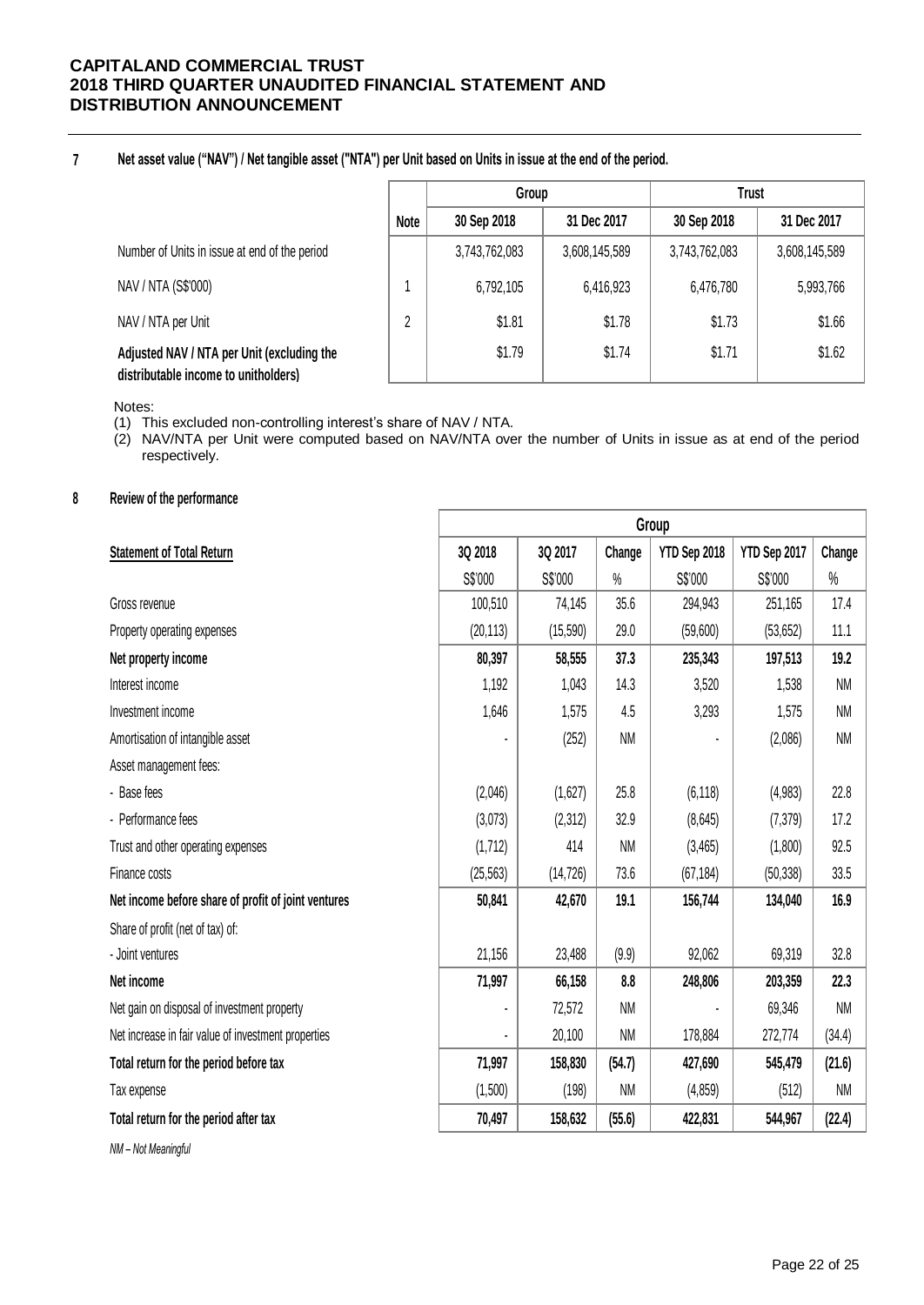## 7 Net asset value ("NAV") / Net tangible asset ("NTA") per Unit based on Units in issue at the end of the period.

| | Note | Group | | Trust | |
|---|---|---|---|---|---|
| | | 30 Sep 2018 | 31 Dec 2017 | 30 Sep 2018 | 31 Dec 2017 |
| Number of Units in issue at end of the period | | 3,743,762,083 | 3,608,145,589 | 3,743,762,083 | 3,608,145,589 |
| NAV / NTA (S$'000) | 1 | 6,792,105 | 6,416,923 | 6,476,780 | 5,993,766 |
| NAV / NTA per Unit | 2 | $1.81 | $1.78 | $1.73 | $1.66 |
| **Adjusted NAV / NTA per Unit (excluding the distributable income to unitholders)** | | $1.79 | $1.74 | $1.71 | $1.62 |

Notes:

(1) This excluded non-controlling interest's share of NAV / NTA.

(2) NAV/NTA per Unit were computed based on NAV/NTA over the number of Units in issue as at end of the period respectively.

## 8 Review of the performance

| Statement of Total Return | Group | | | | | |
|---|---|---|---|---|---|---|
| | 3Q 2018 | 3Q 2017 | Change | YTD Sep 2018 | YTD Sep 2017 | Change |
| | S$'000 | S$'000 | % | S$'000 | S$'000 | % |
| Gross revenue | 100,510 | 74,145 | 35.6 | 294,943 | 251,165 | 17.4 |
| Property operating expenses | (20,113) | (15,590) | 29.0 | (59,600) | (53,652) | 11.1 |
| **Net property income** | **80,397** | **58,555** | **37.3** | **235,343** | **197,513** | **19.2** |
| Interest income | 1,192 | 1,043 | 14.3 | 3,520 | 1,538 | NM |
| Investment income | 1,646 | 1,575 | 4.5 | 3,293 | 1,575 | NM |
| Amortisation of intangible asset | - | (252) | NM | - | (2,086) | NM |
| Asset management fees: | | | | | | |
| - Base fees | (2,046) | (1,627) | 25.8 | (6,118) | (4,983) | 22.8 |
| - Performance fees | (3,073) | (2,312) | 32.9 | (8,645) | (7,379) | 17.2 |
| Trust and other operating expenses | (1,712) | 414 | NM | (3,465) | (1,800) | 92.5 |
| Finance costs | (25,563) | (14,726) | 73.6 | (67,184) | (50,338) | 33.5 |
| **Net income before share of profit of joint ventures** | **50,841** | **42,670** | **19.1** | **156,744** | **134,040** | **16.9** |
| Share of profit (net of tax) of: | | | | | | |
| - Joint ventures | 21,156 | 23,488 | (9.9) | 92,062 | 69,319 | 32.8 |
| **Net income** | **71,997** | **66,158** | **8.8** | **248,806** | **203,359** | **22.3** |
| Net gain on disposal of investment property | - | 72,572 | NM | - | 69,346 | NM |
| Net increase in fair value of investment properties | - | 20,100 | NM | 178,884 | 272,774 | (34.4) |
| **Total return for the period before tax** | **71,997** | **158,830** | **(54.7)** | **427,690** | **545,479** | **(21.6)** |
| Tax expense | (1,500) | (198) | NM | (4,859) | (512) | NM |
| **Total return for the period after tax** | **70,497** | **158,632** | **(55.6)** | **422,831** | **544,967** | **(22.4)** |

*NM – Not Meaningful*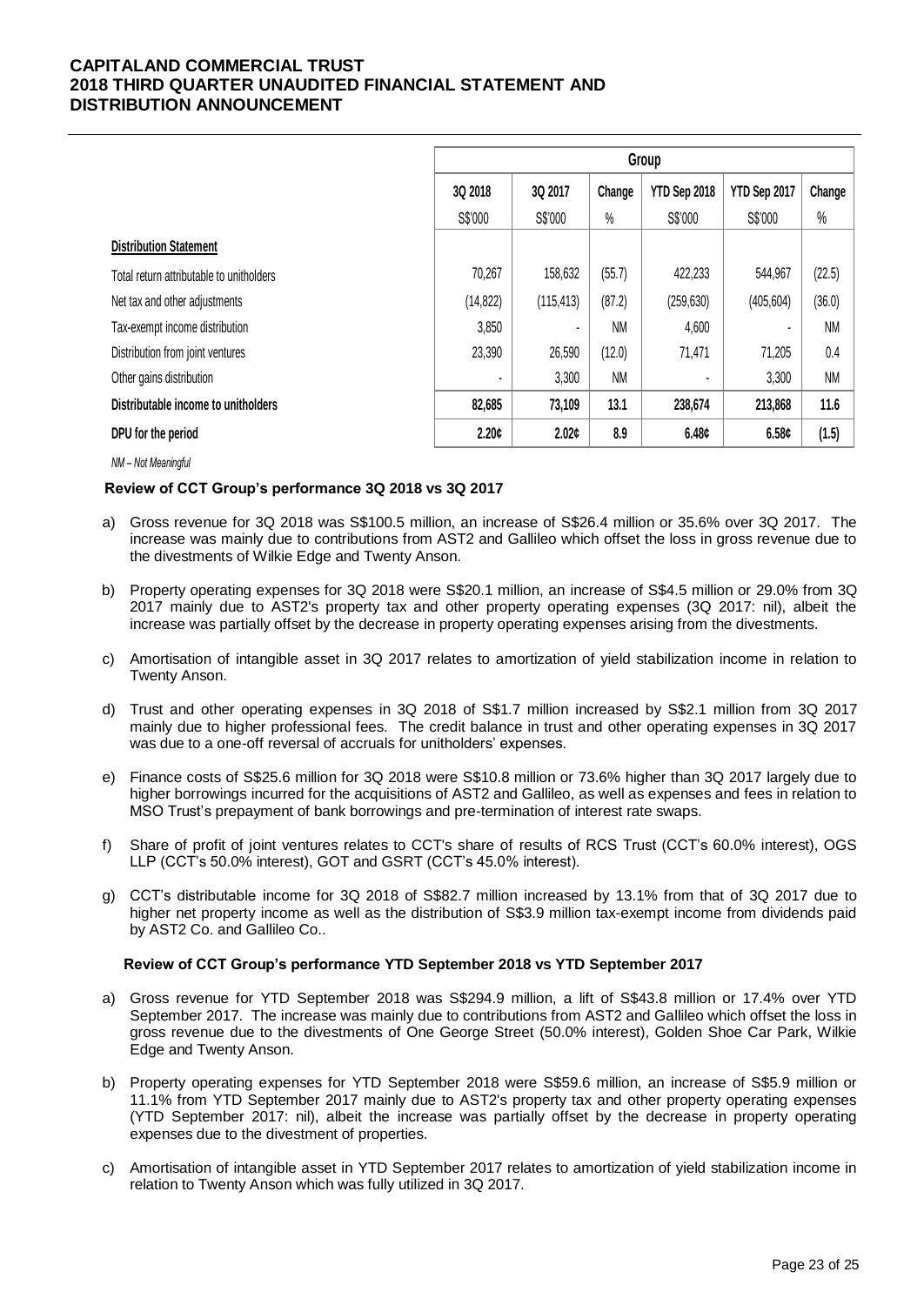| | Group | | | | | |
|---|---|---|---|---|---|---|
| | 3Q 2018 | 3Q 2017 | Change | YTD Sep 2018 | YTD Sep 2017 | Change |
| | S$'000 | S$'000 | % | S$'000 | S$'000 | % |
| **Distribution Statement** | | | | | | |
| Total return attributable to unitholders | 70,267 | 158,632 | (55.7) | 422,233 | 544,967 | (22.5) |
| Net tax and other adjustments | (14,822) | (115,413) | (87.2) | (259,630) | (405,604) | (36.0) |
| Tax-exempt income distribution | 3,850 | - | NM | 4,600 | - | NM |
| Distribution from joint ventures | 23,390 | 26,590 | (12.0) | 71,471 | 71,205 | 0.4 |
| Other gains distribution | - | 3,300 | NM | - | 3,300 | NM |
| **Distributable income to unitholders** | **82,685** | **73,109** | **13.1** | **238,674** | **213,868** | **11.6** |
| **DPU for the period** | **2.20¢** | **2.02¢** | **8.9** | **6.48¢** | **6.58¢** | **(1.5)** |

*NM – Not Meaningful*

**Review of CCT Group's performance 3Q 2018 vs 3Q 2017**

a) Gross revenue for 3Q 2018 was S$100.5 million, an increase of S$26.4 million or 35.6% over 3Q 2017. The increase was mainly due to contributions from AST2 and Gallileo which offset the loss in gross revenue due to the divestments of Wilkie Edge and Twenty Anson.

b) Property operating expenses for 3Q 2018 were S$20.1 million, an increase of S$4.5 million or 29.0% from 3Q 2017 mainly due to AST2's property tax and other property operating expenses (3Q 2017: nil), albeit the increase was partially offset by the decrease in property operating expenses arising from the divestments.

c) Amortisation of intangible asset in 3Q 2017 relates to amortization of yield stabilization income in relation to Twenty Anson.

d) Trust and other operating expenses in 3Q 2018 of S$1.7 million increased by S$2.1 million from 3Q 2017 mainly due to higher professional fees. The credit balance in trust and other operating expenses in 3Q 2017 was due to a one-off reversal of accruals for unitholders' expenses.

e) Finance costs of S$25.6 million for 3Q 2018 were S$10.8 million or 73.6% higher than 3Q 2017 largely due to higher borrowings incurred for the acquisitions of AST2 and Gallileo, as well as expenses and fees in relation to MSO Trust's prepayment of bank borrowings and pre-termination of interest rate swaps.

f) Share of profit of joint ventures relates to CCT's share of results of RCS Trust (CCT's 60.0% interest), OGS LLP (CCT's 50.0% interest), GOT and GSRT (CCT's 45.0% interest).

g) CCT's distributable income for 3Q 2018 of S$82.7 million increased by 13.1% from that of 3Q 2017 due to higher net property income as well as the distribution of S$3.9 million tax-exempt income from dividends paid by AST2 Co. and Gallileo Co..

**Review of CCT Group's performance YTD September 2018 vs YTD September 2017**

a) Gross revenue for YTD September 2018 was S$294.9 million, a lift of S$43.8 million or 17.4% over YTD September 2017. The increase was mainly due to contributions from AST2 and Gallileo which offset the loss in gross revenue due to the divestments of One George Street (50.0% interest), Golden Shoe Car Park, Wilkie Edge and Twenty Anson.

b) Property operating expenses for YTD September 2018 were S$59.6 million, an increase of S$5.9 million or 11.1% from YTD September 2017 mainly due to AST2's property tax and other property operating expenses (YTD September 2017: nil), albeit the increase was partially offset by the decrease in property operating expenses due to the divestment of properties.

c) Amortisation of intangible asset in YTD September 2017 relates to amortization of yield stabilization income in relation to Twenty Anson which was fully utilized in 3Q 2017.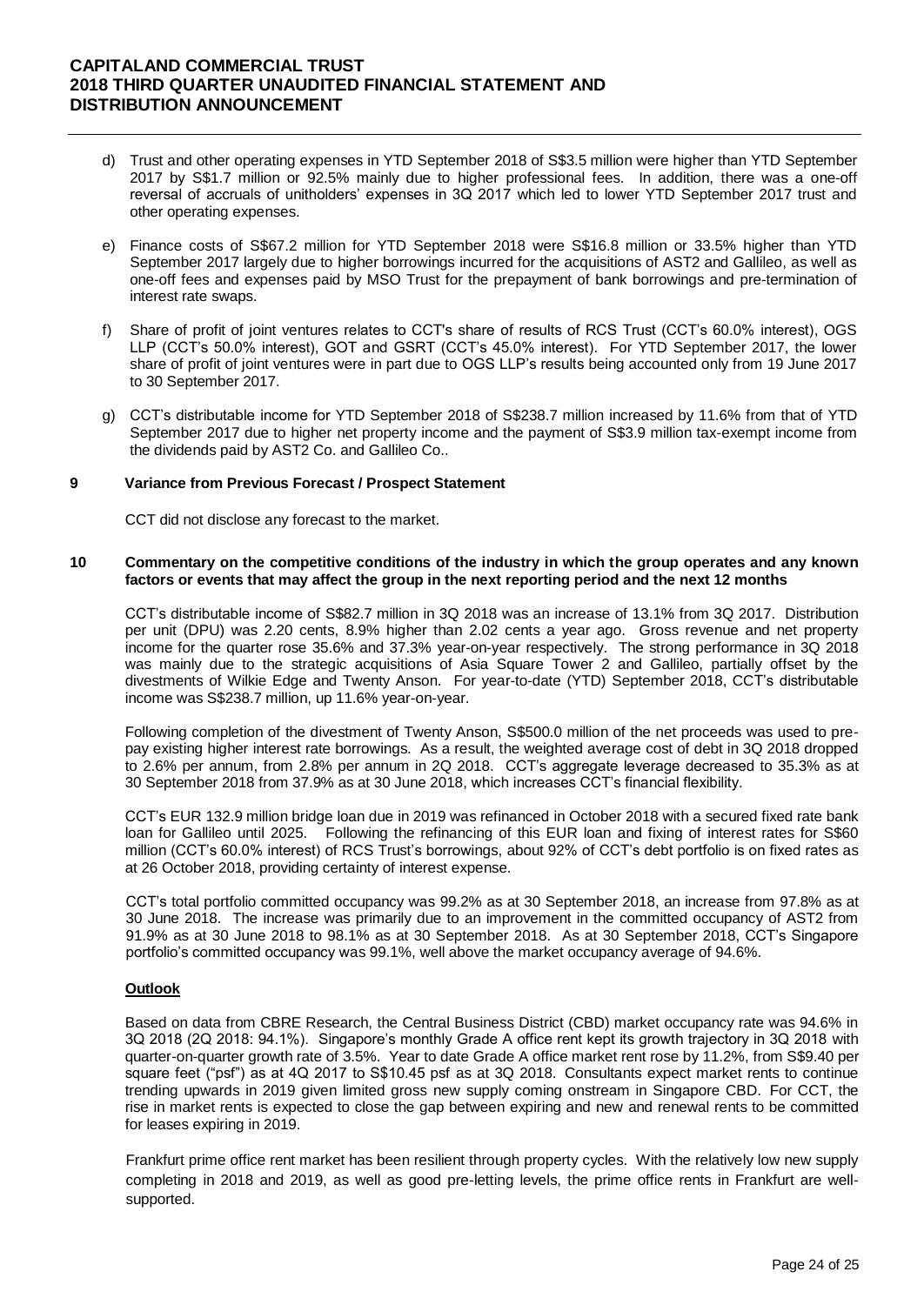d) Trust and other operating expenses in YTD September 2018 of S$3.5 million were higher than YTD September 2017 by S$1.7 million or 92.5% mainly due to higher professional fees. In addition, there was a one-off reversal of accruals of unitholders' expenses in 3Q 2017 which led to lower YTD September 2017 trust and other operating expenses.

e) Finance costs of S$67.2 million for YTD September 2018 were S$16.8 million or 33.5% higher than YTD September 2017 largely due to higher borrowings incurred for the acquisitions of AST2 and Gallileo, as well as one-off fees and expenses paid by MSO Trust for the prepayment of bank borrowings and pre-termination of interest rate swaps.

f) Share of profit of joint ventures relates to CCT's share of results of RCS Trust (CCT's 60.0% interest), OGS LLP (CCT's 50.0% interest), GOT and GSRT (CCT's 45.0% interest). For YTD September 2017, the lower share of profit of joint ventures were in part due to OGS LLP's results being accounted only from 19 June 2017 to 30 September 2017.

g) CCT's distributable income for YTD September 2018 of S$238.7 million increased by 11.6% from that of YTD September 2017 due to higher net property income and the payment of S$3.9 million tax-exempt income from the dividends paid by AST2 Co. and Gallileo Co..

## 9 Variance from Previous Forecast / Prospect Statement

CCT did not disclose any forecast to the market.

## 10 Commentary on the competitive conditions of the industry in which the group operates and any known factors or events that may affect the group in the next reporting period and the next 12 months

CCT's distributable income of S$82.7 million in 3Q 2018 was an increase of 13.1% from 3Q 2017. Distribution per unit (DPU) was 2.20 cents, 8.9% higher than 2.02 cents a year ago. Gross revenue and net property income for the quarter rose 35.6% and 37.3% year-on-year respectively. The strong performance in 3Q 2018 was mainly due to the strategic acquisitions of Asia Square Tower 2 and Gallileo, partially offset by the divestments of Wilkie Edge and Twenty Anson. For year-to-date (YTD) September 2018, CCT's distributable income was S$238.7 million, up 11.6% year-on-year.

Following completion of the divestment of Twenty Anson, S$500.0 million of the net proceeds was used to pre-pay existing higher interest rate borrowings. As a result, the weighted average cost of debt in 3Q 2018 dropped to 2.6% per annum, from 2.8% per annum in 2Q 2018. CCT's aggregate leverage decreased to 35.3% as at 30 September 2018 from 37.9% as at 30 June 2018, which increases CCT's financial flexibility.

CCT's EUR 132.9 million bridge loan due in 2019 was refinanced in October 2018 with a secured fixed rate bank loan for Gallileo until 2025. Following the refinancing of this EUR loan and fixing of interest rates for S$60 million (CCT's 60.0% interest) of RCS Trust's borrowings, about 92% of CCT's debt portfolio is on fixed rates as at 26 October 2018, providing certainty of interest expense.

CCT's total portfolio committed occupancy was 99.2% as at 30 September 2018, an increase from 97.8% as at 30 June 2018. The increase was primarily due to an improvement in the committed occupancy of AST2 from 91.9% as at 30 June 2018 to 98.1% as at 30 September 2018. As at 30 September 2018, CCT's Singapore portfolio's committed occupancy was 99.1%, well above the market occupancy average of 94.6%.

**Outlook**

Based on data from CBRE Research, the Central Business District (CBD) market occupancy rate was 94.6% in 3Q 2018 (2Q 2018: 94.1%). Singapore's monthly Grade A office rent kept its growth trajectory in 3Q 2018 with quarter-on-quarter growth rate of 3.5%. Year to date Grade A office market rent rose by 11.2%, from S$9.40 per square feet ("psf") as at 4Q 2017 to S$10.45 psf as at 3Q 2018. Consultants expect market rents to continue trending upwards in 2019 given limited gross new supply coming onstream in Singapore CBD. For CCT, the rise in market rents is expected to close the gap between expiring and new and renewal rents to be committed for leases expiring in 2019.

Frankfurt prime office rent market has been resilient through property cycles. With the relatively low new supply completing in 2018 and 2019, as well as good pre-letting levels, the prime office rents in Frankfurt are well-supported.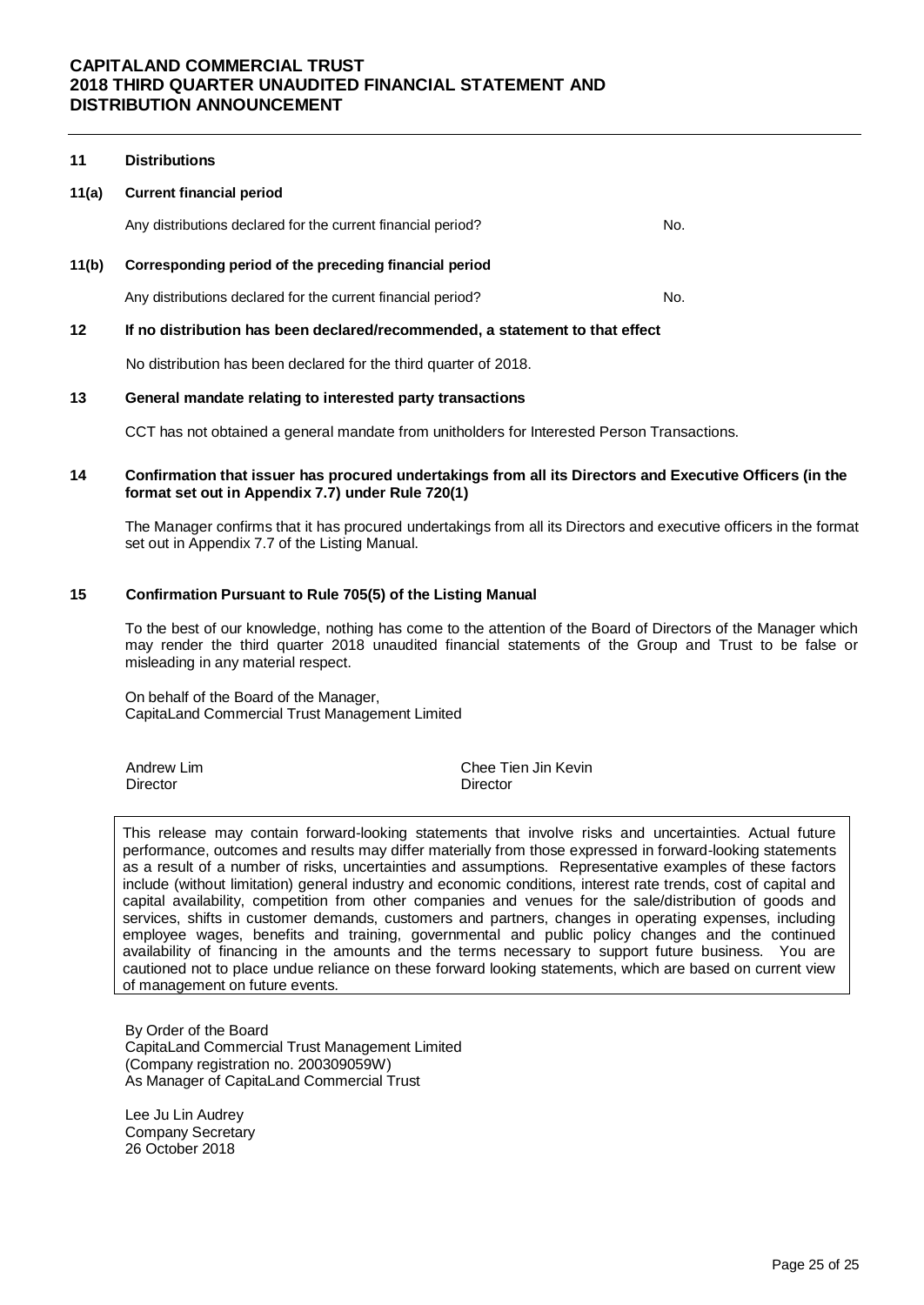## 11 Distributions

### 11(a) Current financial period

Any distributions declared for the current financial period? No.

### 11(b) Corresponding period of the preceding financial period

Any distributions declared for the current financial period? No.

## 12 If no distribution has been declared/recommended, a statement to that effect

No distribution has been declared for the third quarter of 2018.

## 13 General mandate relating to interested party transactions

CCT has not obtained a general mandate from unitholders for Interested Person Transactions.

## 14 Confirmation that issuer has procured undertakings from all its Directors and Executive Officers (in the format set out in Appendix 7.7) under Rule 720(1)

The Manager confirms that it has procured undertakings from all its Directors and executive officers in the format set out in Appendix 7.7 of the Listing Manual.

## 15 Confirmation Pursuant to Rule 705(5) of the Listing Manual

To the best of our knowledge, nothing has come to the attention of the Board of Directors of the Manager which may render the third quarter 2018 unaudited financial statements of the Group and Trust to be false or misleading in any material respect.

On behalf of the Board of the Manager,
CapitaLand Commercial Trust Management Limited

Andrew Lim
Director

Chee Tien Jin Kevin
Director

This release may contain forward-looking statements that involve risks and uncertainties. Actual future performance, outcomes and results may differ materially from those expressed in forward-looking statements as a result of a number of risks, uncertainties and assumptions. Representative examples of these factors include (without limitation) general industry and economic conditions, interest rate trends, cost of capital and capital availability, competition from other companies and venues for the sale/distribution of goods and services, shifts in customer demands, customers and partners, changes in operating expenses, including employee wages, benefits and training, governmental and public policy changes and the continued availability of financing in the amounts and the terms necessary to support future business. You are cautioned not to place undue reliance on these forward looking statements, which are based on current view of management on future events.

By Order of the Board
CapitaLand Commercial Trust Management Limited
(Company registration no. 200309059W)
As Manager of CapitaLand Commercial Trust

Lee Ju Lin Audrey
Company Secretary
26 October 2018